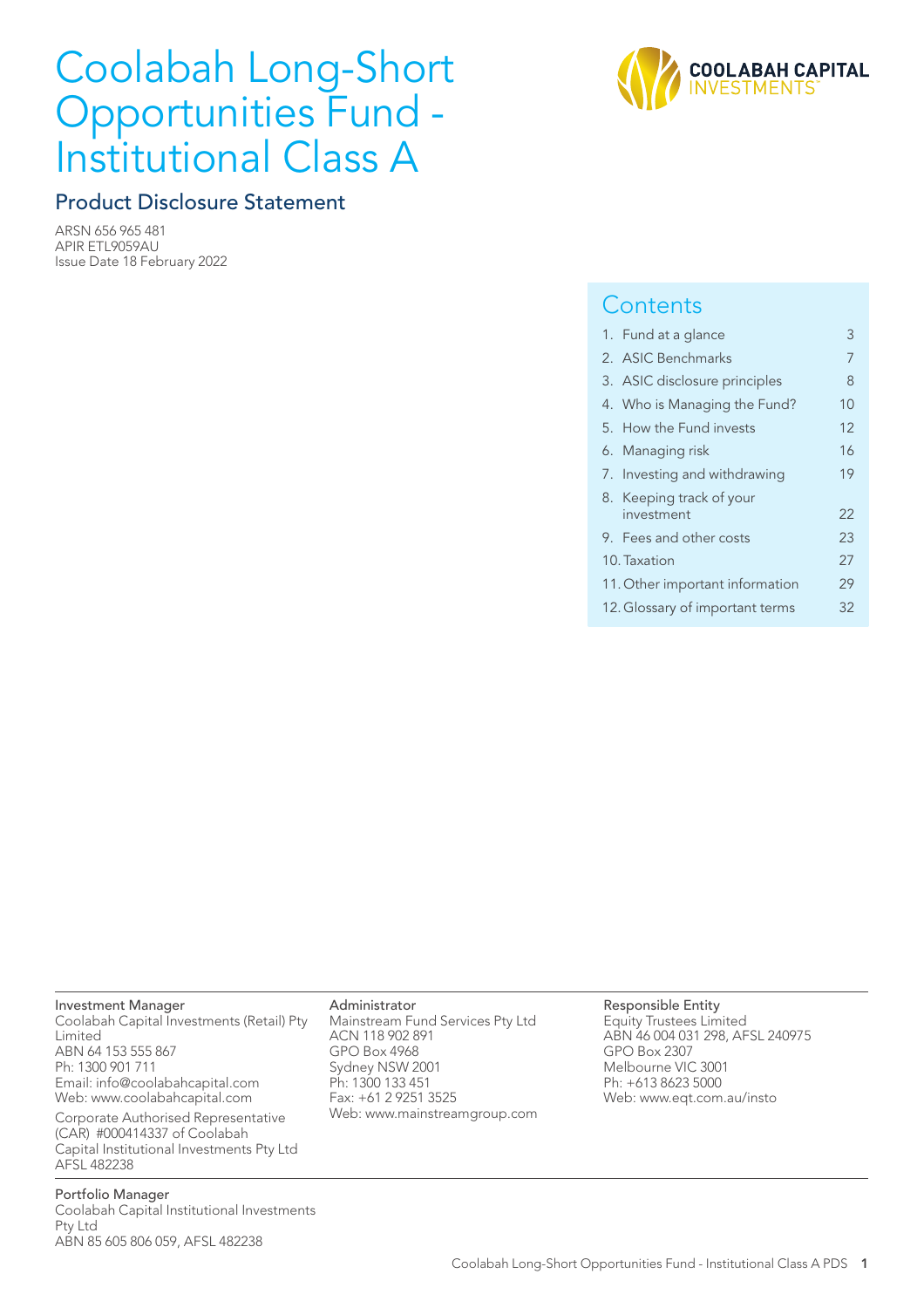# Coolabah Long-Short Opportunities Fund - Institutional Class A

COOLABAH CAPITAL INVESTMENTS

## Product Disclosure Statement

ARSN 656 965 481
APIR ETL9059AU
Issue Date 18 February 2022

## Contents

| | |
|---|---|
| 1. Fund at a glance | 3 |
| 2. ASIC Benchmarks | 7 |
| 3. ASIC disclosure principles | 8 |
| 4. Who is Managing the Fund? | 10 |
| 5. How the Fund invests | 12 |
| 6. Managing risk | 16 |
| 7. Investing and withdrawing | 19 |
| 8. Keeping track of your investment | 22 |
| 9. Fees and other costs | 23 |
| 10. Taxation | 27 |
| 11. Other important information | 29 |
| 12. Glossary of important terms | 32 |

**Investment Manager**
Coolabah Capital Investments (Retail) Pty Limited
ABN 64 153 555 867
Ph: 1300 901 711
Email: info@coolabahcapital.com
Web: www.coolabahcapital.com

Corporate Authorised Representative (CAR) #000414337 of Coolabah Capital Institutional Investments Pty Ltd AFSL 482238

**Administrator**
Mainstream Fund Services Pty Ltd
ACN 118 902 891
GPO Box 4968
Sydney NSW 2001
Ph: 1300 133 451
Fax: +61 2 9251 3525
Web: www.mainstreamgroup.com

**Responsible Entity**
Equity Trustees Limited
ABN 46 004 031 298, AFSL 240975
GPO Box 2307
Melbourne VIC 3001
Ph: +613 8623 5000
Web: www.eqt.com.au/insto

**Portfolio Manager**
Coolabah Capital Institutional Investments Pty Ltd
ABN 85 605 806 059, AFSL 482238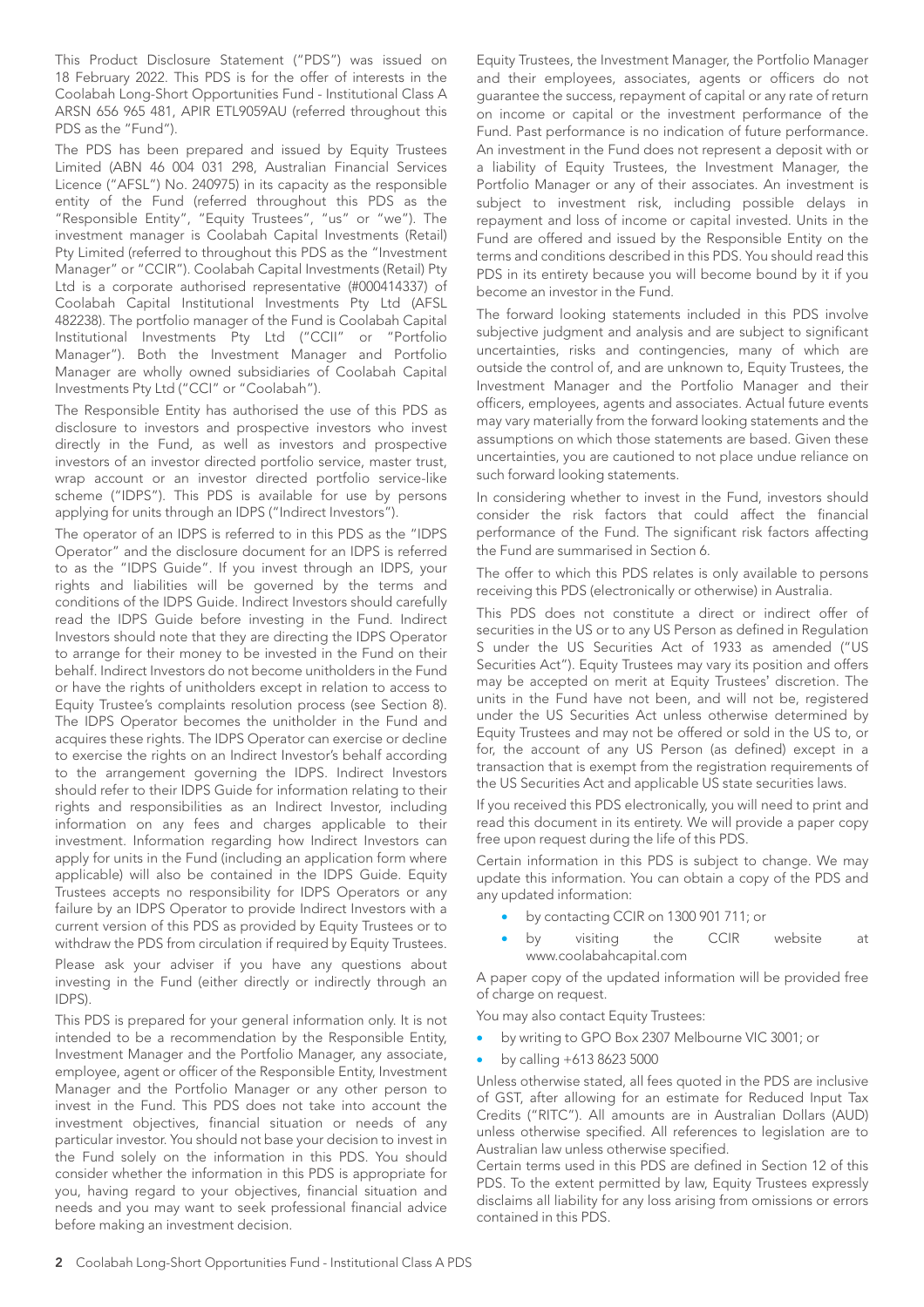This Product Disclosure Statement ("PDS") was issued on 18 February 2022. This PDS is for the offer of interests in the Coolabah Long-Short Opportunities Fund - Institutional Class A ARSN 656 965 481, APIR ETL9059AU (referred throughout this PDS as the "Fund").

The PDS has been prepared and issued by Equity Trustees Limited (ABN 46 004 031 298, Australian Financial Services Licence ("AFSL") No. 240975) in its capacity as the responsible entity of the Fund (referred throughout this PDS as the "Responsible Entity", "Equity Trustees", "us" or "we"). The investment manager is Coolabah Capital Investments (Retail) Pty Limited (referred to throughout this PDS as the "Investment Manager" or "CCIR"). Coolabah Capital Investments (Retail) Pty Ltd is a corporate authorised representative (#000414337) of Coolabah Capital Institutional Investments Pty Ltd (AFSL 482238). The portfolio manager of the Fund is Coolabah Capital Institutional Investments Pty Ltd ("CCII" or "Portfolio Manager"). Both the Investment Manager and Portfolio Manager are wholly owned subsidiaries of Coolabah Capital Investments Pty Ltd ("CCI" or "Coolabah").

The Responsible Entity has authorised the use of this PDS as disclosure to investors and prospective investors who invest directly in the Fund, as well as investors and prospective investors of an investor directed portfolio service, master trust, wrap account or an investor directed portfolio service-like scheme ("IDPS"). This PDS is available for use by persons applying for units through an IDPS ("Indirect Investors").

The operator of an IDPS is referred to in this PDS as the "IDPS Operator" and the disclosure document for an IDPS is referred to as the "IDPS Guide". If you invest through an IDPS, your rights and liabilities will be governed by the terms and conditions of the IDPS Guide. Indirect Investors should carefully read the IDPS Guide before investing in the Fund. Indirect Investors should note that they are directing the IDPS Operator to arrange for their money to be invested in the Fund on their behalf. Indirect Investors do not become unitholders in the Fund or have the rights of unitholders except in relation to access to Equity Trustee's complaints resolution process (see Section 8). The IDPS Operator becomes the unitholder in the Fund and acquires these rights. The IDPS Operator can exercise or decline to exercise the rights on an Indirect Investor's behalf according to the arrangement governing the IDPS. Indirect Investors should refer to their IDPS Guide for information relating to their rights and responsibilities as an Indirect Investor, including information on any fees and charges applicable to their investment. Information regarding how Indirect Investors can apply for units in the Fund (including an application form where applicable) will also be contained in the IDPS Guide. Equity Trustees accepts no responsibility for IDPS Operators or any failure by an IDPS Operator to provide Indirect Investors with a current version of this PDS as provided by Equity Trustees or to withdraw the PDS from circulation if required by Equity Trustees.

Please ask your adviser if you have any questions about investing in the Fund (either directly or indirectly through an IDPS).

This PDS is prepared for your general information only. It is not intended to be a recommendation by the Responsible Entity, Investment Manager and the Portfolio Manager, any associate, employee, agent or officer of the Responsible Entity, Investment Manager and the Portfolio Manager or any other person to invest in the Fund. This PDS does not take into account the investment objectives, financial situation or needs of any particular investor. You should not base your decision to invest in the Fund solely on the information in this PDS. You should consider whether the information in this PDS is appropriate for you, having regard to your objectives, financial situation and needs and you may want to seek professional financial advice before making an investment decision.

Equity Trustees, the Investment Manager, the Portfolio Manager and their employees, associates, agents or officers do not guarantee the success, repayment of capital or any rate of return on income or capital or the investment performance of the Fund. Past performance is no indication of future performance. An investment in the Fund does not represent a deposit with or a liability of Equity Trustees, the Investment Manager, the Portfolio Manager or any of their associates. An investment is subject to investment risk, including possible delays in repayment and loss of income or capital invested. Units in the Fund are offered and issued by the Responsible Entity on the terms and conditions described in this PDS. You should read this PDS in its entirety because you will become bound by it if you become an investor in the Fund.

The forward looking statements included in this PDS involve subjective judgment and analysis and are subject to significant uncertainties, risks and contingencies, many of which are outside the control of, and are unknown to, Equity Trustees, the Investment Manager and the Portfolio Manager and their officers, employees, agents and associates. Actual future events may vary materially from the forward looking statements and the assumptions on which those statements are based. Given these uncertainties, you are cautioned to not place undue reliance on such forward looking statements.

In considering whether to invest in the Fund, investors should consider the risk factors that could affect the financial performance of the Fund. The significant risk factors affecting the Fund are summarised in Section 6.

The offer to which this PDS relates is only available to persons receiving this PDS (electronically or otherwise) in Australia.

This PDS does not constitute a direct or indirect offer of securities in the US or to any US Person as defined in Regulation S under the US Securities Act of 1933 as amended ("US Securities Act"). Equity Trustees may vary its position and offers may be accepted on merit at Equity Trustees' discretion. The units in the Fund have not been, and will not be, registered under the US Securities Act unless otherwise determined by Equity Trustees and may not be offered or sold in the US to, or for, the account of any US Person (as defined) except in a transaction that is exempt from the registration requirements of the US Securities Act and applicable US state securities laws.

If you received this PDS electronically, you will need to print and read this document in its entirety. We will provide a paper copy free upon request during the life of this PDS.

Certain information in this PDS is subject to change. We may update this information. You can obtain a copy of the PDS and any updated information:

- by contacting CCIR on 1300 901 711; or
- by visiting the CCIR website at www.coolabahcapital.com

A paper copy of the updated information will be provided free of charge on request.

You may also contact Equity Trustees:

- by writing to GPO Box 2307 Melbourne VIC 3001; or
- by calling +613 8623 5000

Unless otherwise stated, all fees quoted in the PDS are inclusive of GST, after allowing for an estimate for Reduced Input Tax Credits ("RITC"). All amounts are in Australian Dollars (AUD) unless otherwise specified. All references to legislation are to Australian law unless otherwise specified.

Certain terms used in this PDS are defined in Section 12 of this PDS. To the extent permitted by law, Equity Trustees expressly disclaims all liability for any loss arising from omissions or errors contained in this PDS.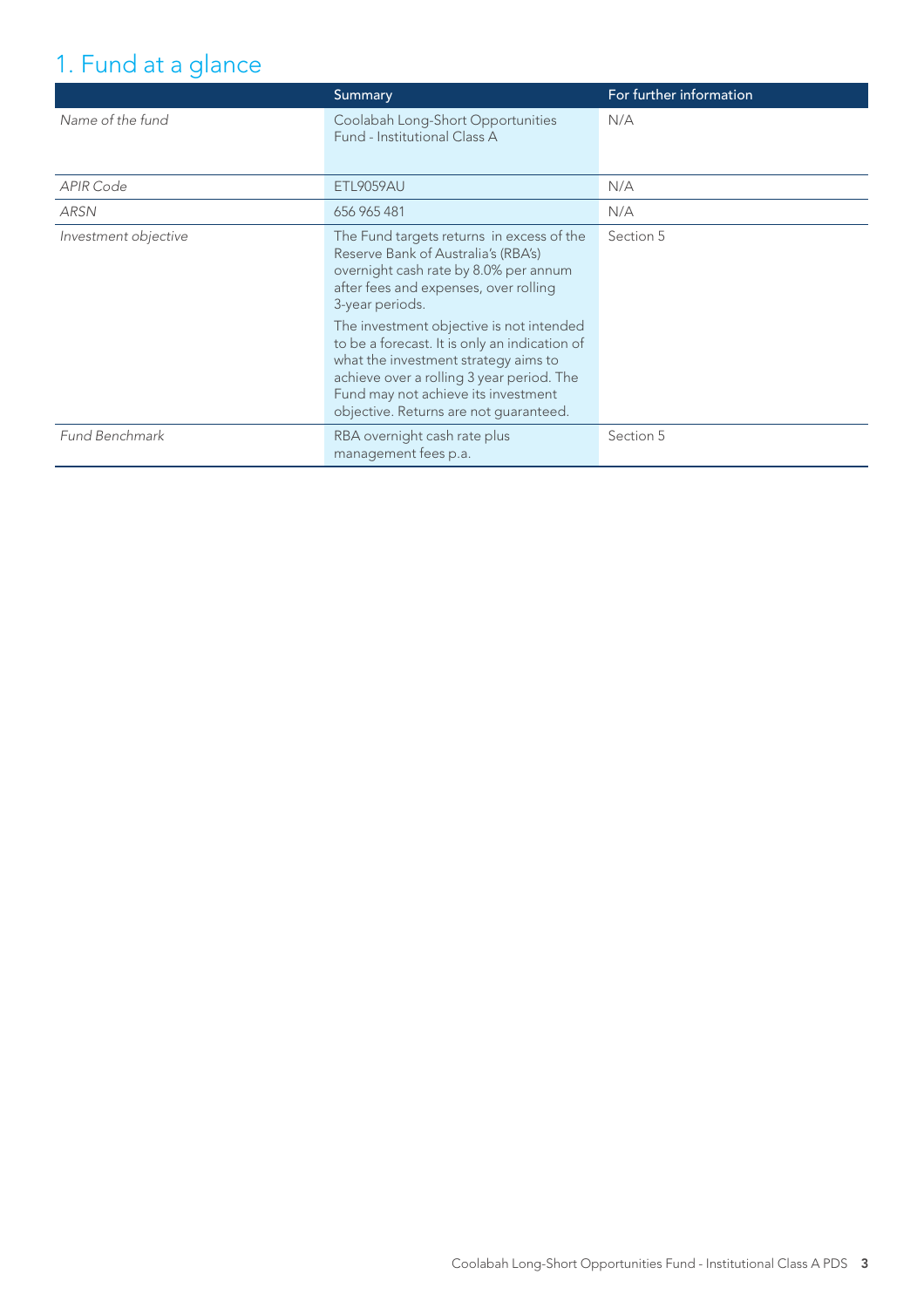# 1. Fund at a glance

| | Summary | For further information |
|---|---|---|
| *Name of the fund* | Coolabah Long-Short Opportunities Fund - Institutional Class A | N/A |
| *APIR Code* | ETL9059AU | N/A |
| *ARSN* | 656 965 481 | N/A |
| *Investment objective* | The Fund targets returns in excess of the Reserve Bank of Australia's (RBA's) overnight cash rate by 8.0% per annum after fees and expenses, over rolling 3-year periods.<br><br>The investment objective is not intended to be a forecast. It is only an indication of what the investment strategy aims to achieve over a rolling 3 year period. The Fund may not achieve its investment objective. Returns are not guaranteed. | Section 5 |
| *Fund Benchmark* | RBA overnight cash rate plus management fees p.a. | Section 5 |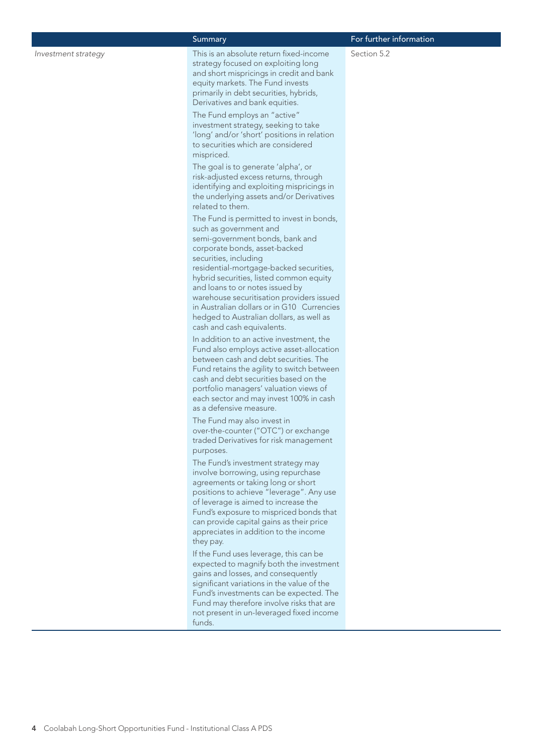| | Summary | For further information |
|---|---|---|
| *Investment strategy* | This is an absolute return fixed-income strategy focused on exploiting long and short mispricings in credit and bank equity markets. The Fund invests primarily in debt securities, hybrids, Derivatives and bank equities.<br><br>The Fund employs an "active" investment strategy, seeking to take 'long' and/or 'short' positions in relation to securities which are considered mispriced.<br><br>The goal is to generate 'alpha', or risk-adjusted excess returns, through identifying and exploiting mispricings in the underlying assets and/or Derivatives related to them.<br><br>The Fund is permitted to invest in bonds, such as government and semi-government bonds, bank and corporate bonds, asset-backed securities, including residential-mortgage-backed securities, hybrid securities, listed common equity and loans to or notes issued by warehouse securitisation providers issued in Australian dollars or in G10 Currencies hedged to Australian dollars, as well as cash and cash equivalents.<br><br>In addition to an active investment, the Fund also employs active asset-allocation between cash and debt securities. The Fund retains the agility to switch between cash and debt securities based on the portfolio managers' valuation views of each sector and may invest 100% in cash as a defensive measure.<br><br>The Fund may also invest in over-the-counter ("OTC") or exchange traded Derivatives for risk management purposes.<br><br>The Fund's investment strategy may involve borrowing, using repurchase agreements or taking long or short positions to achieve "leverage". Any use of leverage is aimed to increase the Fund's exposure to mispriced bonds that can provide capital gains as their price appreciates in addition to the income they pay.<br><br>If the Fund uses leverage, this can be expected to magnify both the investment gains and losses, and consequently significant variations in the value of the Fund's investments can be expected. The Fund may therefore involve risks that are not present in un-leveraged fixed income funds. | Section 5.2 |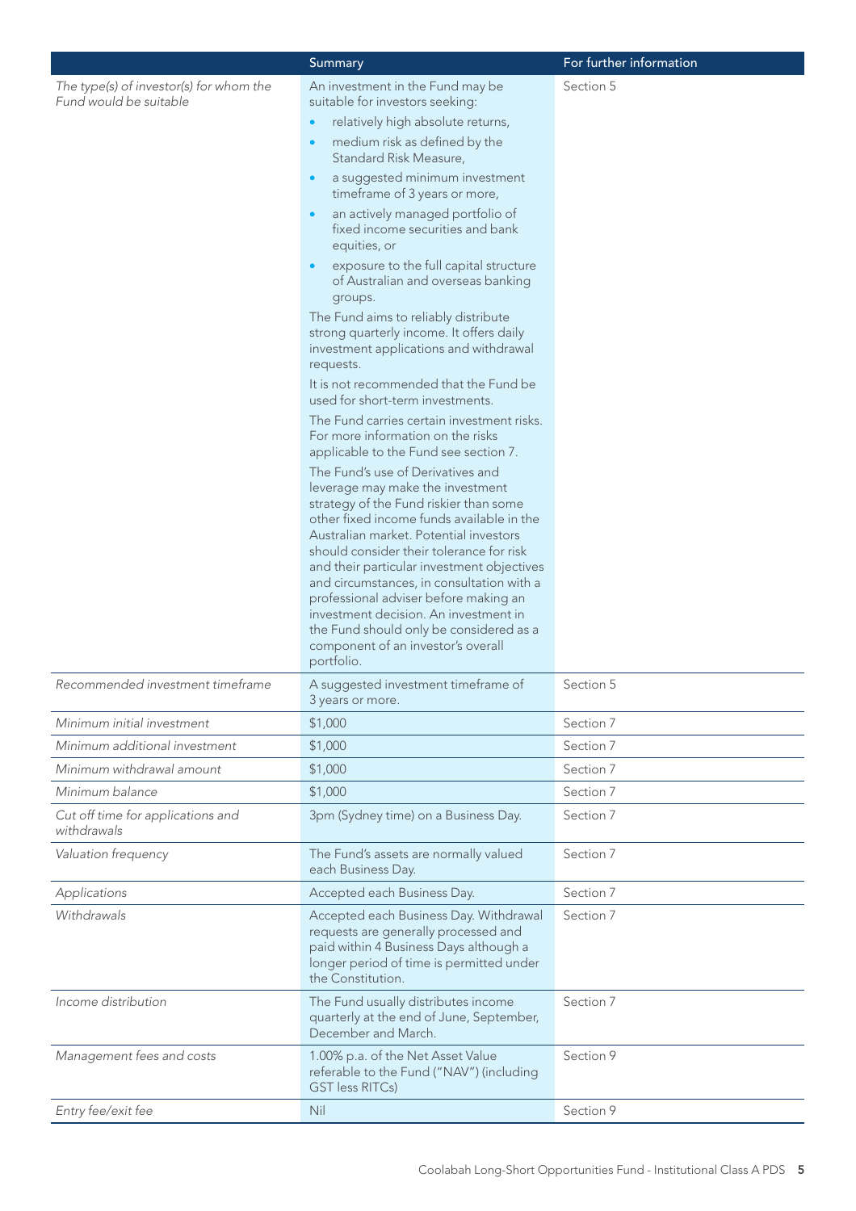| | Summary | For further information |
|---|---|---|
| *The type(s) of investor(s) for whom the Fund would be suitable* | An investment in the Fund may be suitable for investors seeking:<br>• relatively high absolute returns,<br>• medium risk as defined by the Standard Risk Measure,<br>• a suggested minimum investment timeframe of 3 years or more,<br>• an actively managed portfolio of fixed income securities and bank equities, or<br>• exposure to the full capital structure of Australian and overseas banking groups.<br>The Fund aims to reliably distribute strong quarterly income. It offers daily investment applications and withdrawal requests.<br>It is not recommended that the Fund be used for short-term investments.<br>The Fund carries certain investment risks. For more information on the risks applicable to the Fund see section 7.<br>The Fund's use of Derivatives and leverage may make the investment strategy of the Fund riskier than some other fixed income funds available in the Australian market. Potential investors should consider their tolerance for risk and their particular investment objectives and circumstances, in consultation with a professional adviser before making an investment decision. An investment in the Fund should only be considered as a component of an investor's overall portfolio. | Section 5 |
| *Recommended investment timeframe* | A suggested investment timeframe of 3 years or more. | Section 5 |
| *Minimum initial investment* | $1,000 | Section 7 |
| *Minimum additional investment* | $1,000 | Section 7 |
| *Minimum withdrawal amount* | $1,000 | Section 7 |
| *Minimum balance* | $1,000 | Section 7 |
| *Cut off time for applications and withdrawals* | 3pm (Sydney time) on a Business Day. | Section 7 |
| *Valuation frequency* | The Fund's assets are normally valued each Business Day. | Section 7 |
| *Applications* | Accepted each Business Day. | Section 7 |
| *Withdrawals* | Accepted each Business Day. Withdrawal requests are generally processed and paid within 4 Business Days although a longer period of time is permitted under the Constitution. | Section 7 |
| *Income distribution* | The Fund usually distributes income quarterly at the end of June, September, December and March. | Section 7 |
| *Management fees and costs* | 1.00% p.a. of the Net Asset Value referable to the Fund ("NAV") (including GST less RITCs) | Section 9 |
| *Entry fee/exit fee* | Nil | Section 9 |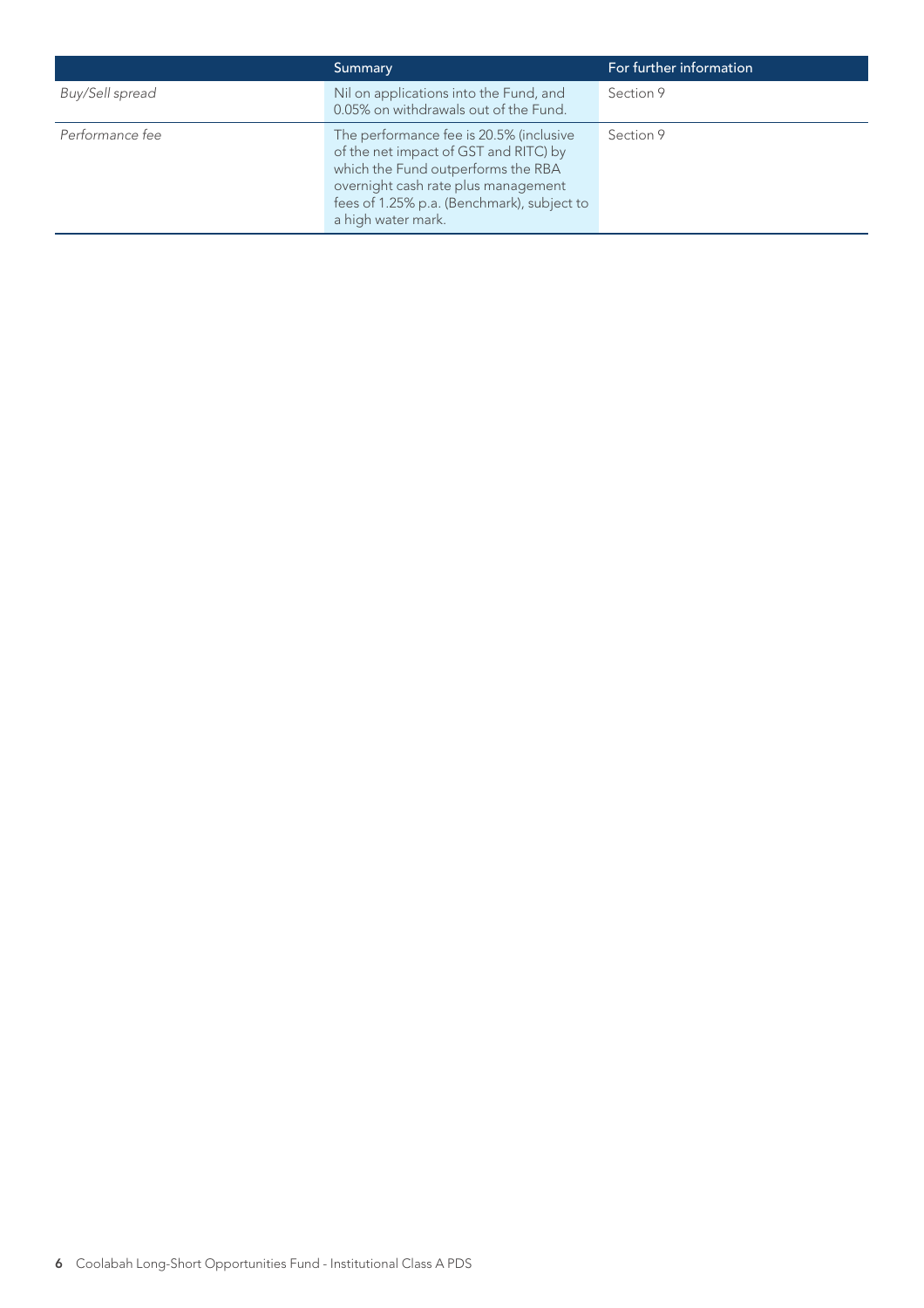| | Summary | For further information |
|---|---|---|
| *Buy/Sell spread* | Nil on applications into the Fund, and 0.05% on withdrawals out of the Fund. | Section 9 |
| *Performance fee* | The performance fee is 20.5% (inclusive of the net impact of GST and RITC) by which the Fund outperforms the RBA overnight cash rate plus management fees of 1.25% p.a. (Benchmark), subject to a high water mark. | Section 9 |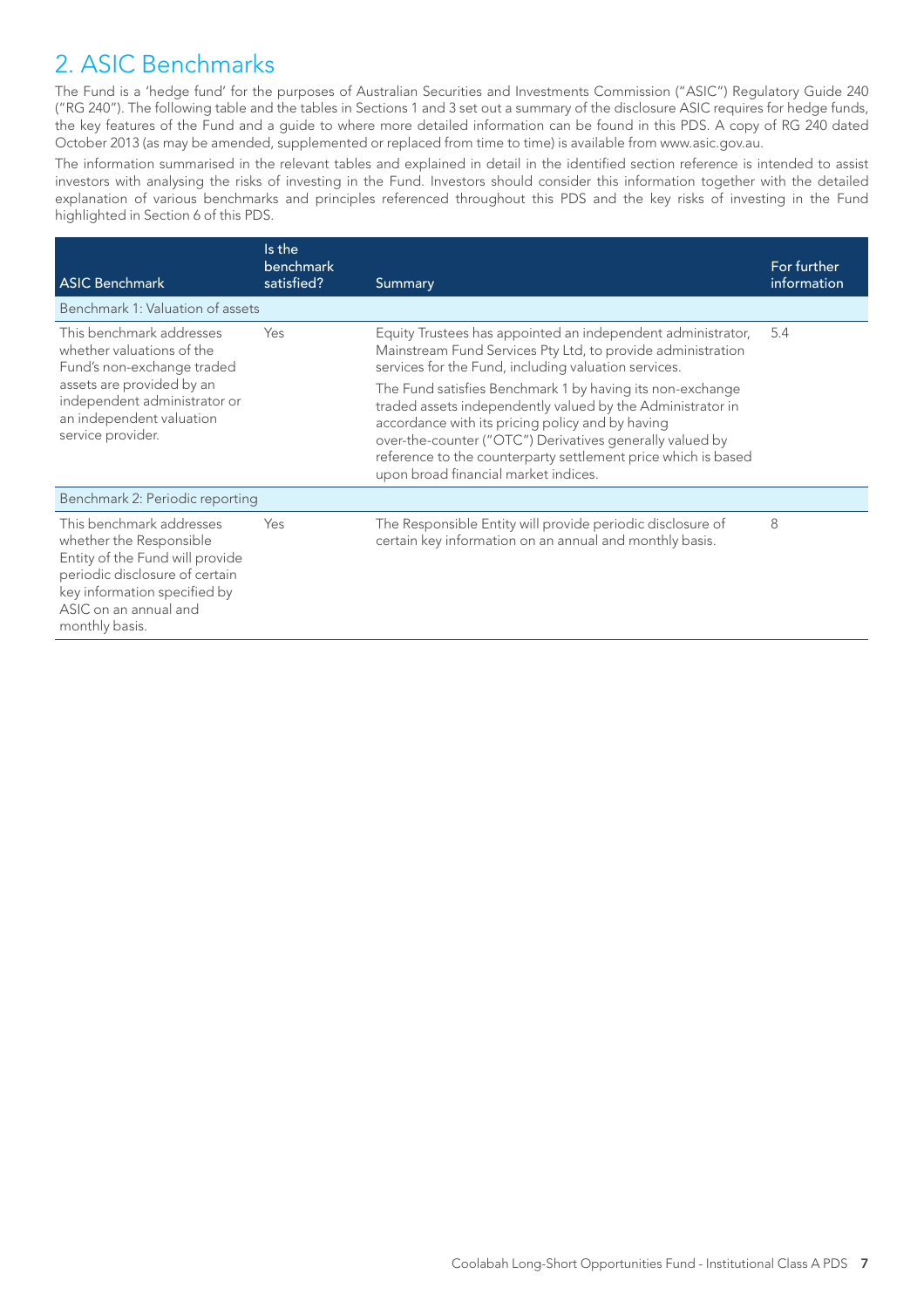## 2. ASIC Benchmarks

The Fund is a 'hedge fund' for the purposes of Australian Securities and Investments Commission ("ASIC") Regulatory Guide 240 ("RG 240"). The following table and the tables in Sections 1 and 3 set out a summary of the disclosure ASIC requires for hedge funds, the key features of the Fund and a guide to where more detailed information can be found in this PDS. A copy of RG 240 dated October 2013 (as may be amended, supplemented or replaced from time to time) is available from www.asic.gov.au.

The information summarised in the relevant tables and explained in detail in the identified section reference is intended to assist investors with analysing the risks of investing in the Fund. Investors should consider this information together with the detailed explanation of various benchmarks and principles referenced throughout this PDS and the key risks of investing in the Fund highlighted in Section 6 of this PDS.

| ASIC Benchmark | Is the benchmark satisfied? | Summary | For further information |
|---|---|---|---|
| **Benchmark 1: Valuation of assets** | | | |
| This benchmark addresses whether valuations of the Fund's non-exchange traded assets are provided by an independent administrator or an independent valuation service provider. | Yes | Equity Trustees has appointed an independent administrator, Mainstream Fund Services Pty Ltd, to provide administration services for the Fund, including valuation services.<br><br>The Fund satisfies Benchmark 1 by having its non-exchange traded assets independently valued by the Administrator in accordance with its pricing policy and by having over-the-counter ("OTC") Derivatives generally valued by reference to the counterparty settlement price which is based upon broad financial market indices. | 5.4 |
| **Benchmark 2: Periodic reporting** | | | |
| This benchmark addresses whether the Responsible Entity of the Fund will provide periodic disclosure of certain key information specified by ASIC on an annual and monthly basis. | Yes | The Responsible Entity will provide periodic disclosure of certain key information on an annual and monthly basis. | 8 |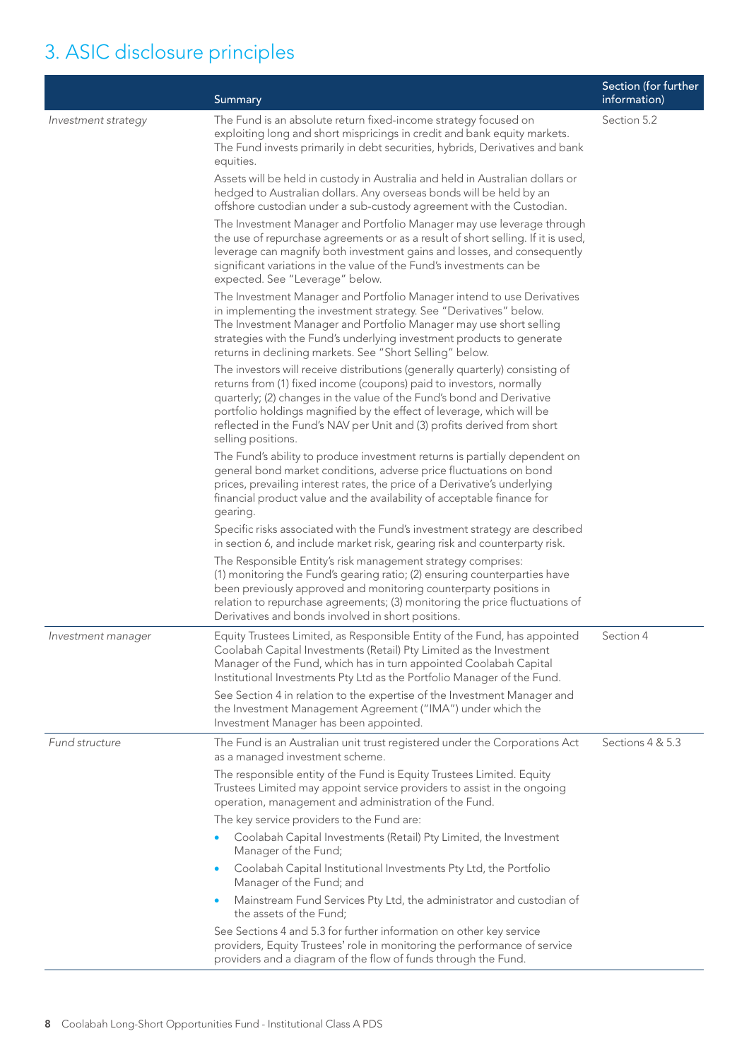# 3. ASIC disclosure principles

| | Summary | Section (for further information) |
|---|---|---|
| *Investment strategy* | The Fund is an absolute return fixed-income strategy focused on exploiting long and short mispricings in credit and bank equity markets. The Fund invests primarily in debt securities, hybrids, Derivatives and bank equities.<br><br>Assets will be held in custody in Australia and held in Australian dollars or hedged to Australian dollars. Any overseas bonds will be held by an offshore custodian under a sub-custody agreement with the Custodian.<br><br>The Investment Manager and Portfolio Manager may use leverage through the use of repurchase agreements or as a result of short selling. If it is used, leverage can magnify both investment gains and losses, and consequently significant variations in the value of the Fund's investments can be expected. See "Leverage" below.<br><br>The Investment Manager and Portfolio Manager intend to use Derivatives in implementing the investment strategy. See "Derivatives" below. The Investment Manager and Portfolio Manager may use short selling strategies with the Fund's underlying investment products to generate returns in declining markets. See "Short Selling" below.<br><br>The investors will receive distributions (generally quarterly) consisting of returns from (1) fixed income (coupons) paid to investors, normally quarterly; (2) changes in the value of the Fund's bond and Derivative portfolio holdings magnified by the effect of leverage, which will be reflected in the Fund's NAV per Unit and (3) profits derived from short selling positions.<br><br>The Fund's ability to produce investment returns is partially dependent on general bond market conditions, adverse price fluctuations on bond prices, prevailing interest rates, the price of a Derivative's underlying financial product value and the availability of acceptable finance for gearing.<br><br>Specific risks associated with the Fund's investment strategy are described in section 6, and include market risk, gearing risk and counterparty risk.<br><br>The Responsible Entity's risk management strategy comprises: (1) monitoring the Fund's gearing ratio; (2) ensuring counterparties have been previously approved and monitoring counterparty positions in relation to repurchase agreements; (3) monitoring the price fluctuations of Derivatives and bonds involved in short positions. | Section 5.2 |
| *Investment manager* | Equity Trustees Limited, as Responsible Entity of the Fund, has appointed Coolabah Capital Investments (Retail) Pty Limited as the Investment Manager of the Fund, which has in turn appointed Coolabah Capital Institutional Investments Pty Ltd as the Portfolio Manager of the Fund.<br><br>See Section 4 in relation to the expertise of the Investment Manager and the Investment Management Agreement ("IMA") under which the Investment Manager has been appointed. | Section 4 |
| *Fund structure* | The Fund is an Australian unit trust registered under the Corporations Act as a managed investment scheme.<br><br>The responsible entity of the Fund is Equity Trustees Limited. Equity Trustees Limited may appoint service providers to assist in the ongoing operation, management and administration of the Fund.<br><br>The key service providers to the Fund are:<br>• Coolabah Capital Investments (Retail) Pty Limited, the Investment Manager of the Fund;<br>• Coolabah Capital Institutional Investments Pty Ltd, the Portfolio Manager of the Fund; and<br>• Mainstream Fund Services Pty Ltd, the administrator and custodian of the assets of the Fund;<br><br>See Sections 4 and 5.3 for further information on other key service providers, Equity Trustees' role in monitoring the performance of service providers and a diagram of the flow of funds through the Fund. | Sections 4 & 5.3 |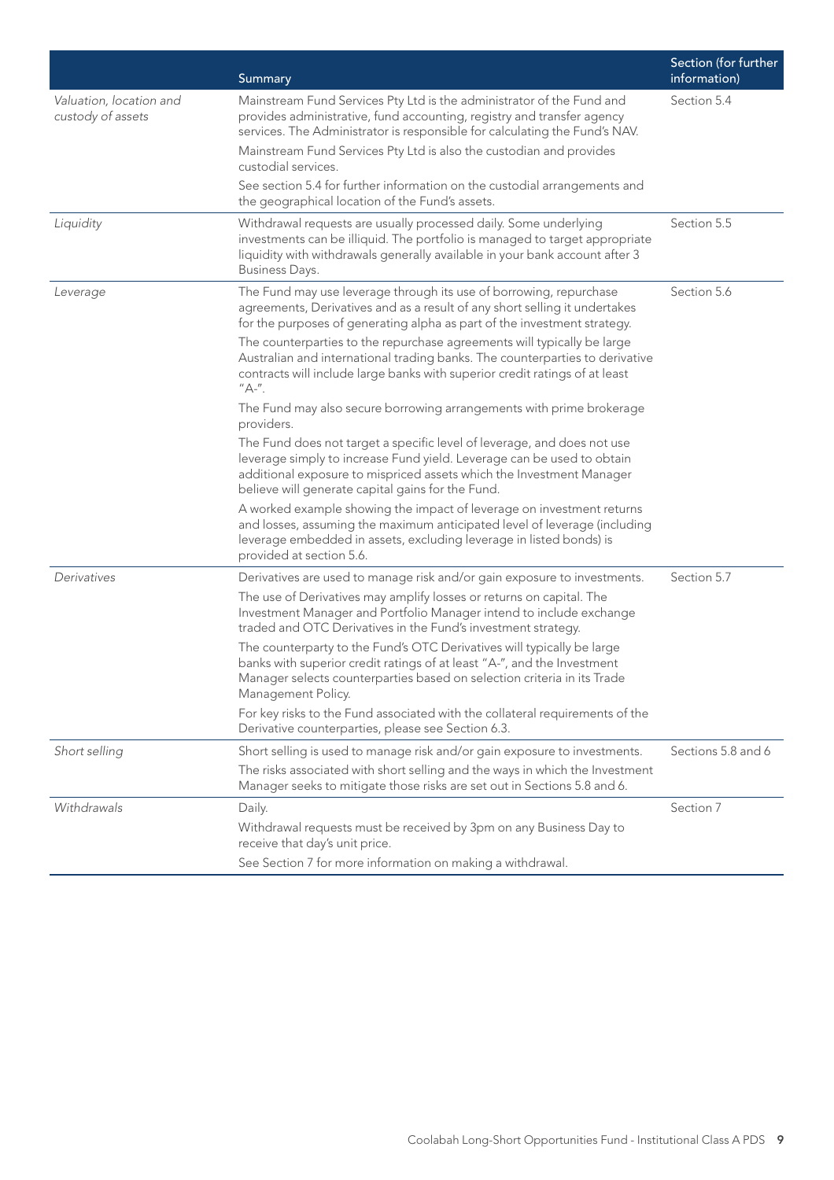| | Summary | Section (for further information) |
|---|---|---|
| *Valuation, location and custody of assets* | Mainstream Fund Services Pty Ltd is the administrator of the Fund and provides administrative, fund accounting, registry and transfer agency services. The Administrator is responsible for calculating the Fund's NAV.<br><br>Mainstream Fund Services Pty Ltd is also the custodian and provides custodial services.<br><br>See section 5.4 for further information on the custodial arrangements and the geographical location of the Fund's assets. | Section 5.4 |
| *Liquidity* | Withdrawal requests are usually processed daily. Some underlying investments can be illiquid. The portfolio is managed to target appropriate liquidity with withdrawals generally available in your bank account after 3 Business Days. | Section 5.5 |
| *Leverage* | The Fund may use leverage through its use of borrowing, repurchase agreements, Derivatives and as a result of any short selling it undertakes for the purposes of generating alpha as part of the investment strategy.<br><br>The counterparties to the repurchase agreements will typically be large Australian and international trading banks. The counterparties to derivative contracts will include large banks with superior credit ratings of at least "A-".<br><br>The Fund may also secure borrowing arrangements with prime brokerage providers.<br><br>The Fund does not target a specific level of leverage, and does not use leverage simply to increase Fund yield. Leverage can be used to obtain additional exposure to mispriced assets which the Investment Manager believe will generate capital gains for the Fund.<br><br>A worked example showing the impact of leverage on investment returns and losses, assuming the maximum anticipated level of leverage (including leverage embedded in assets, excluding leverage in listed bonds) is provided at section 5.6. | Section 5.6 |
| *Derivatives* | Derivatives are used to manage risk and/or gain exposure to investments.<br><br>The use of Derivatives may amplify losses or returns on capital. The Investment Manager and Portfolio Manager intend to include exchange traded and OTC Derivatives in the Fund's investment strategy.<br><br>The counterparty to the Fund's OTC Derivatives will typically be large banks with superior credit ratings of at least "A-", and the Investment Manager selects counterparties based on selection criteria in its Trade Management Policy.<br><br>For key risks to the Fund associated with the collateral requirements of the Derivative counterparties, please see Section 6.3. | Section 5.7 |
| *Short selling* | Short selling is used to manage risk and/or gain exposure to investments.<br><br>The risks associated with short selling and the ways in which the Investment Manager seeks to mitigate those risks are set out in Sections 5.8 and 6. | Sections 5.8 and 6 |
| *Withdrawals* | Daily.<br><br>Withdrawal requests must be received by 3pm on any Business Day to receive that day's unit price.<br><br>See Section 7 for more information on making a withdrawal. | Section 7 |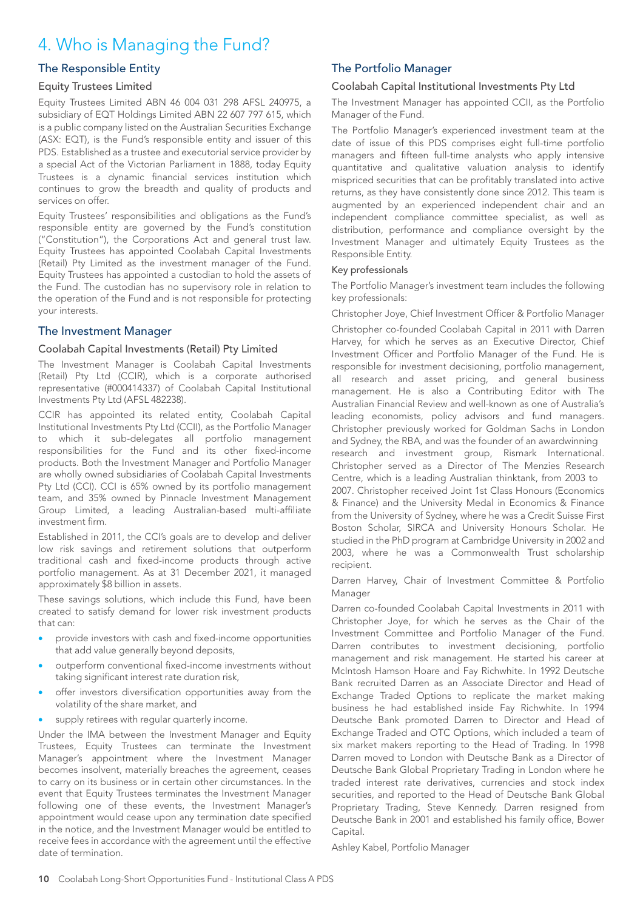# 4. Who is Managing the Fund?

## The Responsible Entity

### Equity Trustees Limited

Equity Trustees Limited ABN 46 004 031 298 AFSL 240975, a subsidiary of EQT Holdings Limited ABN 22 607 797 615, which is a public company listed on the Australian Securities Exchange (ASX: EQT), is the Fund's responsible entity and issuer of this PDS. Established as a trustee and executorial service provider by a special Act of the Victorian Parliament in 1888, today Equity Trustees is a dynamic financial services institution which continues to grow the breadth and quality of products and services on offer.

Equity Trustees' responsibilities and obligations as the Fund's responsible entity are governed by the Fund's constitution ("Constitution"), the Corporations Act and general trust law. Equity Trustees has appointed Coolabah Capital Investments (Retail) Pty Limited as the investment manager of the Fund. Equity Trustees has appointed a custodian to hold the assets of the Fund. The custodian has no supervisory role in relation to the operation of the Fund and is not responsible for protecting your interests.

## The Investment Manager

### Coolabah Capital Investments (Retail) Pty Limited

The Investment Manager is Coolabah Capital Investments (Retail) Pty Ltd (CCIR), which is a corporate authorised representative (#000414337) of Coolabah Capital Institutional Investments Pty Ltd (AFSL 482238).

CCIR has appointed its related entity, Coolabah Capital Institutional Investments Pty Ltd (CCII), as the Portfolio Manager to which it sub-delegates all portfolio management responsibilities for the Fund and its other fixed-income products. Both the Investment Manager and Portfolio Manager are wholly owned subsidiaries of Coolabah Capital Investments Pty Ltd (CCI). CCI is 65% owned by its portfolio management team, and 35% owned by Pinnacle Investment Management Group Limited, a leading Australian-based multi-affiliate investment firm.

Established in 2011, the CCI's goals are to develop and deliver low risk savings and retirement solutions that outperform traditional cash and fixed-income products through active portfolio management. As at 31 December 2021, it managed approximately $8 billion in assets.

These savings solutions, which include this Fund, have been created to satisfy demand for lower risk investment products that can:

- provide investors with cash and fixed-income opportunities that add value generally beyond deposits,
- outperform conventional fixed-income investments without taking significant interest rate duration risk,
- offer investors diversification opportunities away from the volatility of the share market, and
- supply retirees with regular quarterly income.

Under the IMA between the Investment Manager and Equity Trustees, Equity Trustees can terminate the Investment Manager's appointment where the Investment Manager becomes insolvent, materially breaches the agreement, ceases to carry on its business or in certain other circumstances. In the event that Equity Trustees terminates the Investment Manager following one of these events, the Investment Manager's appointment would cease upon any termination date specified in the notice, and the Investment Manager would be entitled to receive fees in accordance with the agreement until the effective date of termination.

## The Portfolio Manager

### Coolabah Capital Institutional Investments Pty Ltd

The Investment Manager has appointed CCII, as the Portfolio Manager of the Fund.

The Portfolio Manager's experienced investment team at the date of issue of this PDS comprises eight full-time portfolio managers and fifteen full-time analysts who apply intensive quantitative and qualitative valuation analysis to identify mispriced securities that can be profitably translated into active returns, as they have consistently done since 2012. This team is augmented by an experienced independent chair and an independent compliance committee specialist, as well as distribution, performance and compliance oversight by the Investment Manager and ultimately Equity Trustees as the Responsible Entity.

#### Key professionals

The Portfolio Manager's investment team includes the following key professionals:

Christopher Joye, Chief Investment Officer & Portfolio Manager

Christopher co-founded Coolabah Capital in 2011 with Darren Harvey, for which he serves as an Executive Director, Chief Investment Officer and Portfolio Manager of the Fund. He is responsible for investment decisioning, portfolio management, all research and asset pricing, and general business management. He is also a Contributing Editor with The Australian Financial Review and well-known as one of Australia's leading economists, policy advisors and fund managers. Christopher previously worked for Goldman Sachs in London and Sydney, the RBA, and was the founder of an awardwinning research and investment group, Rismark International. Christopher served as a Director of The Menzies Research Centre, which is a leading Australian thinktank, from 2003 to 2007. Christopher received Joint 1st Class Honours (Economics & Finance) and the University Medal in Economics & Finance from the University of Sydney, where he was a Credit Suisse First Boston Scholar, SIRCA and University Honours Scholar. He studied in the PhD program at Cambridge University in 2002 and 2003, where he was a Commonwealth Trust scholarship recipient.

Darren Harvey, Chair of Investment Committee & Portfolio Manager

Darren co-founded Coolabah Capital Investments in 2011 with Christopher Joye, for which he serves as the Chair of the Investment Committee and Portfolio Manager of the Fund. Darren contributes to investment decisioning, portfolio management and risk management. He started his career at McIntosh Hamson Hoare and Fay Richwhite. In 1992 Deutsche Bank recruited Darren as an Associate Director and Head of Exchange Traded Options to replicate the market making business he had established inside Fay Richwhite. In 1994 Deutsche Bank promoted Darren to Director and Head of Exchange Traded and OTC Options, which included a team of six market makers reporting to the Head of Trading. In 1998 Darren moved to London with Deutsche Bank as a Director of Deutsche Bank Global Proprietary Trading in London where he traded interest rate derivatives, currencies and stock index securities, and reported to the Head of Deutsche Bank Global Proprietary Trading, Steve Kennedy. Darren resigned from Deutsche Bank in 2001 and established his family office, Bower Capital.

Ashley Kabel, Portfolio Manager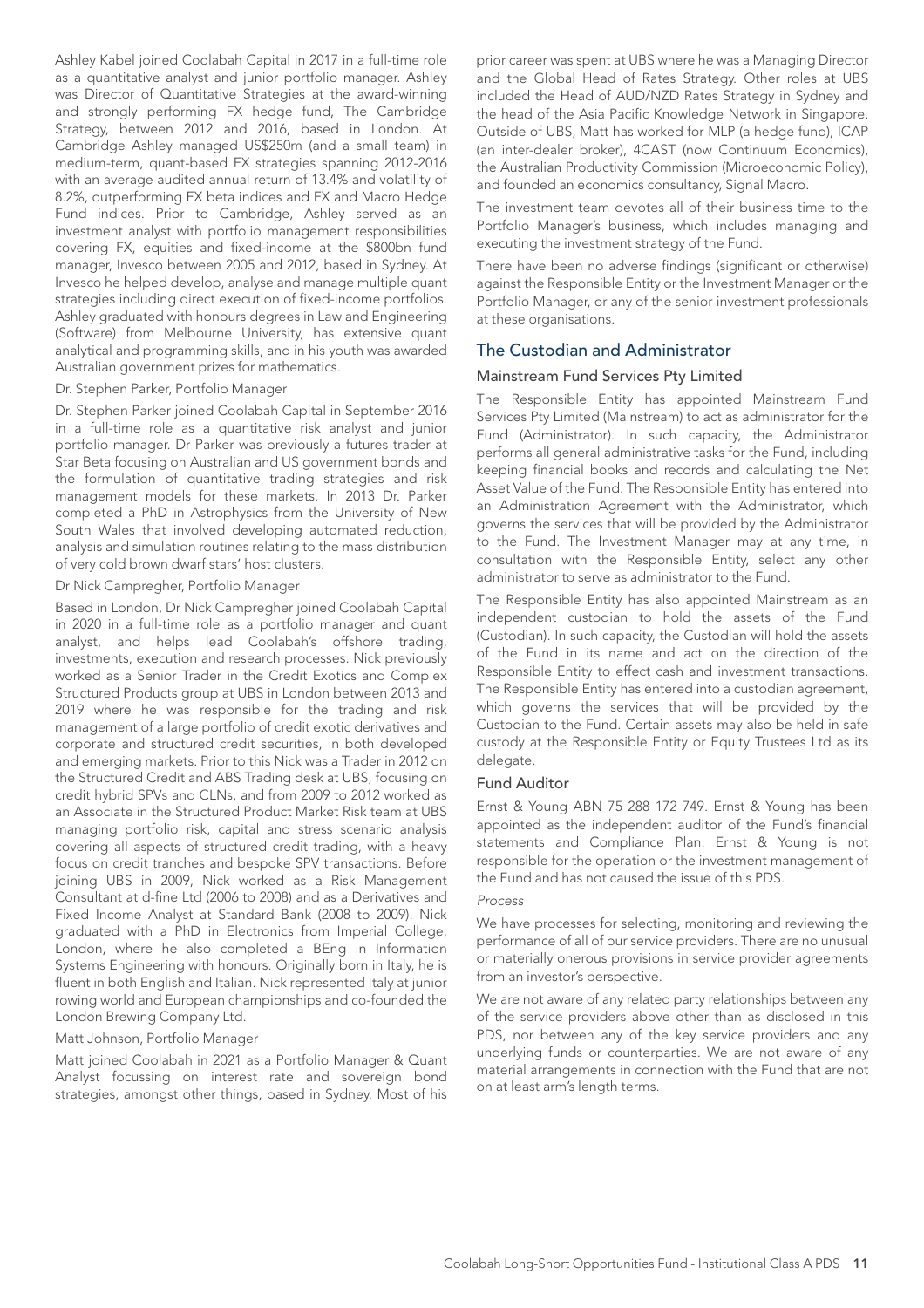Ashley Kabel joined Coolabah Capital in 2017 in a full-time role as a quantitative analyst and junior portfolio manager. Ashley was Director of Quantitative Strategies at the award-winning and strongly performing FX hedge fund, The Cambridge Strategy, between 2012 and 2016, based in London. At Cambridge Ashley managed US$250m (and a small team) in medium-term, quant-based FX strategies spanning 2012-2016 with an average audited annual return of 13.4% and volatility of 8.2%, outperforming FX beta indices and FX and Macro Hedge Fund indices. Prior to Cambridge, Ashley served as an investment analyst with portfolio management responsibilities covering FX, equities and fixed-income at the $800bn fund manager, Invesco between 2005 and 2012, based in Sydney. At Invesco he helped develop, analyse and manage multiple quant strategies including direct execution of fixed-income portfolios. Ashley graduated with honours degrees in Law and Engineering (Software) from Melbourne University, has extensive quant analytical and programming skills, and in his youth was awarded Australian government prizes for mathematics.

#### Dr. Stephen Parker, Portfolio Manager

Dr. Stephen Parker joined Coolabah Capital in September 2016 in a full-time role as a quantitative risk analyst and junior portfolio manager. Dr Parker was previously a futures trader at Star Beta focusing on Australian and US government bonds and the formulation of quantitative trading strategies and risk management models for these markets. In 2013 Dr. Parker completed a PhD in Astrophysics from the University of New South Wales that involved developing automated reduction, analysis and simulation routines relating to the mass distribution of very cold brown dwarf stars' host clusters.

#### Dr Nick Campregher, Portfolio Manager

Based in London, Dr Nick Campregher joined Coolabah Capital in 2020 in a full-time role as a portfolio manager and quant analyst, and helps lead Coolabah's offshore trading, investments, execution and research processes. Nick previously worked as a Senior Trader in the Credit Exotics and Complex Structured Products group at UBS in London between 2013 and 2019 where he was responsible for the trading and risk management of a large portfolio of credit exotic derivatives and corporate and structured credit securities, in both developed and emerging markets. Prior to this Nick was a Trader in 2012 on the Structured Credit and ABS Trading desk at UBS, focusing on credit hybrid SPVs and CLNs, and from 2009 to 2012 worked as an Associate in the Structured Product Market Risk team at UBS managing portfolio risk, capital and stress scenario analysis covering all aspects of structured credit trading, with a heavy focus on credit tranches and bespoke SPV transactions. Before joining UBS in 2009, Nick worked as a Risk Management Consultant at d-fine Ltd (2006 to 2008) and as a Derivatives and Fixed Income Analyst at Standard Bank (2008 to 2009). Nick graduated with a PhD in Electronics from Imperial College, London, where he also completed a BEng in Information Systems Engineering with honours. Originally born in Italy, he is fluent in both English and Italian. Nick represented Italy at junior rowing world and European championships and co-founded the London Brewing Company Ltd.

#### Matt Johnson, Portfolio Manager

Matt joined Coolabah in 2021 as a Portfolio Manager & Quant Analyst focussing on interest rate and sovereign bond strategies, amongst other things, based in Sydney. Most of his prior career was spent at UBS where he was a Managing Director and the Global Head of Rates Strategy. Other roles at UBS included the Head of AUD/NZD Rates Strategy in Sydney and the head of the Asia Pacific Knowledge Network in Singapore. Outside of UBS, Matt has worked for MLP (a hedge fund), ICAP (an inter-dealer broker), 4CAST (now Continuum Economics), the Australian Productivity Commission (Microeconomic Policy), and founded an economics consultancy, Signal Macro.

The investment team devotes all of their business time to the Portfolio Manager's business, which includes managing and executing the investment strategy of the Fund.

There have been no adverse findings (significant or otherwise) against the Responsible Entity or the Investment Manager or the Portfolio Manager, or any of the senior investment professionals at these organisations.

## The Custodian and Administrator

### Mainstream Fund Services Pty Limited

The Responsible Entity has appointed Mainstream Fund Services Pty Limited (Mainstream) to act as administrator for the Fund (Administrator). In such capacity, the Administrator performs all general administrative tasks for the Fund, including keeping financial books and records and calculating the Net Asset Value of the Fund. The Responsible Entity has entered into an Administration Agreement with the Administrator, which governs the services that will be provided by the Administrator to the Fund. The Investment Manager may at any time, in consultation with the Responsible Entity, select any other administrator to serve as administrator to the Fund.

The Responsible Entity has also appointed Mainstream as an independent custodian to hold the assets of the Fund (Custodian). In such capacity, the Custodian will hold the assets of the Fund in its name and act on the direction of the Responsible Entity to effect cash and investment transactions. The Responsible Entity has entered into a custodian agreement, which governs the services that will be provided by the Custodian to the Fund. Certain assets may also be held in safe custody at the Responsible Entity or Equity Trustees Ltd as its delegate.

### Fund Auditor

Ernst & Young ABN 75 288 172 749. Ernst & Young has been appointed as the independent auditor of the Fund's financial statements and Compliance Plan. Ernst & Young is not responsible for the operation or the investment management of the Fund and has not caused the issue of this PDS.

*Process*

We have processes for selecting, monitoring and reviewing the performance of all of our service providers. There are no unusual or materially onerous provisions in service provider agreements from an investor's perspective.

We are not aware of any related party relationships between any of the service providers above other than as disclosed in this PDS, nor between any of the key service providers and any underlying funds or counterparties. We are not aware of any material arrangements in connection with the Fund that are not on at least arm's length terms.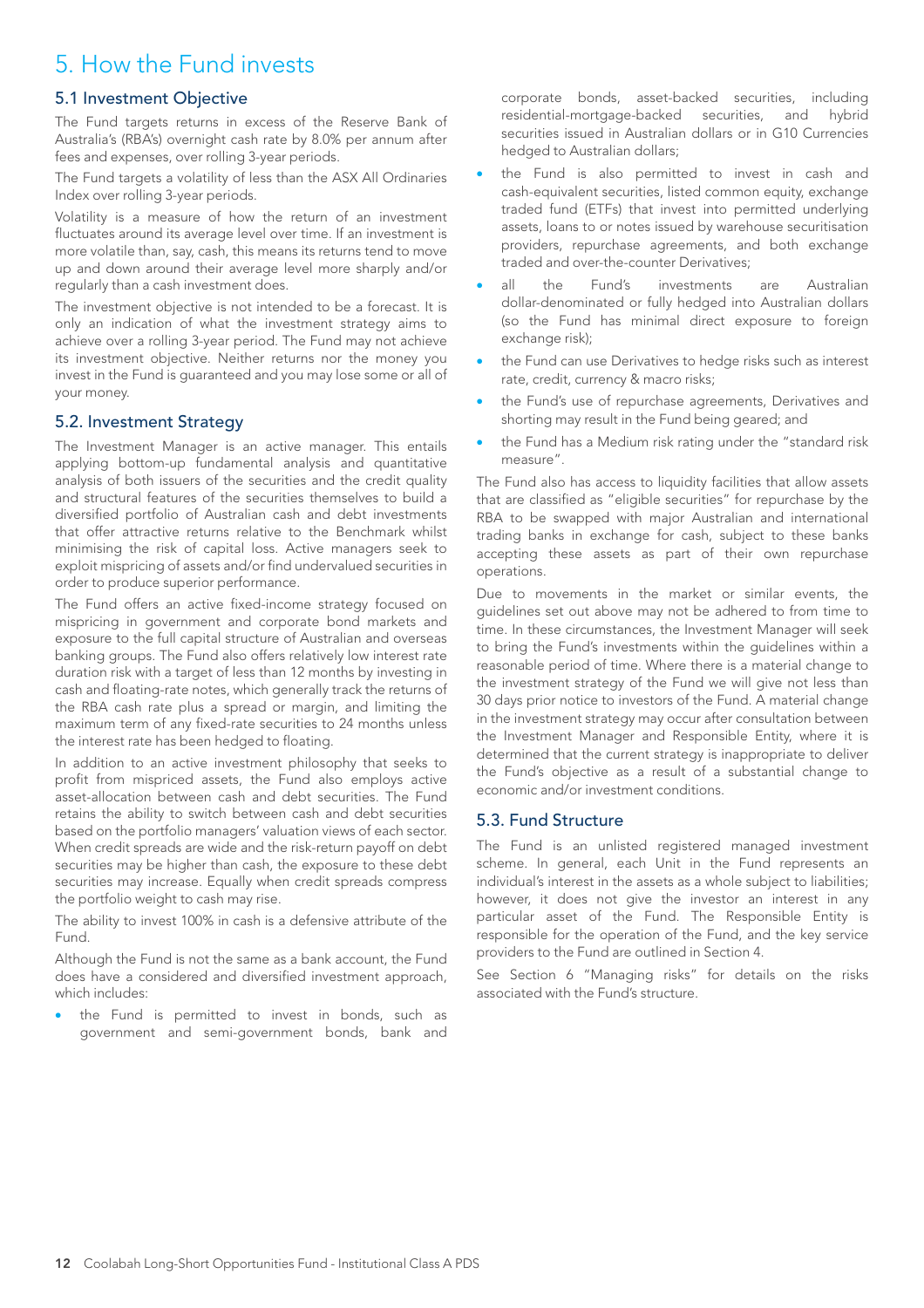# 5. How the Fund invests

## 5.1 Investment Objective

The Fund targets returns in excess of the Reserve Bank of Australia's (RBA's) overnight cash rate by 8.0% per annum after fees and expenses, over rolling 3-year periods.

The Fund targets a volatility of less than the ASX All Ordinaries Index over rolling 3-year periods.

Volatility is a measure of how the return of an investment fluctuates around its average level over time. If an investment is more volatile than, say, cash, this means its returns tend to move up and down around their average level more sharply and/or regularly than a cash investment does.

The investment objective is not intended to be a forecast. It is only an indication of what the investment strategy aims to achieve over a rolling 3-year period. The Fund may not achieve its investment objective. Neither returns nor the money you invest in the Fund is guaranteed and you may lose some or all of your money.

## 5.2. Investment Strategy

The Investment Manager is an active manager. This entails applying bottom-up fundamental analysis and quantitative analysis of both issuers of the securities and the credit quality and structural features of the securities themselves to build a diversified portfolio of Australian cash and debt investments that offer attractive returns relative to the Benchmark whilst minimising the risk of capital loss. Active managers seek to exploit mispricing of assets and/or find undervalued securities in order to produce superior performance.

The Fund offers an active fixed-income strategy focused on mispricing in government and corporate bond markets and exposure to the full capital structure of Australian and overseas banking groups. The Fund also offers relatively low interest rate duration risk with a target of less than 12 months by investing in cash and floating-rate notes, which generally track the returns of the RBA cash rate plus a spread or margin, and limiting the maximum term of any fixed-rate securities to 24 months unless the interest rate has been hedged to floating.

In addition to an active investment philosophy that seeks to profit from mispriced assets, the Fund also employs active asset-allocation between cash and debt securities. The Fund retains the ability to switch between cash and debt securities based on the portfolio managers' valuation views of each sector. When credit spreads are wide and the risk-return payoff on debt securities may be higher than cash, the exposure to these debt securities may increase. Equally when credit spreads compress the portfolio weight to cash may rise.

The ability to invest 100% in cash is a defensive attribute of the Fund.

Although the Fund is not the same as a bank account, the Fund does have a considered and diversified investment approach, which includes:

- the Fund is permitted to invest in bonds, such as government and semi-government bonds, bank and corporate bonds, asset-backed securities, including residential-mortgage-backed securities, and hybrid securities issued in Australian dollars or in G10 Currencies hedged to Australian dollars;
- the Fund is also permitted to invest in cash and cash-equivalent securities, listed common equity, exchange traded fund (ETFs) that invest into permitted underlying assets, loans to or notes issued by warehouse securitisation providers, repurchase agreements, and both exchange traded and over-the-counter Derivatives;
- all the Fund's investments are Australian dollar-denominated or fully hedged into Australian dollars (so the Fund has minimal direct exposure to foreign exchange risk);
- the Fund can use Derivatives to hedge risks such as interest rate, credit, currency & macro risks;
- the Fund's use of repurchase agreements, Derivatives and shorting may result in the Fund being geared; and
- the Fund has a Medium risk rating under the "standard risk measure".

The Fund also has access to liquidity facilities that allow assets that are classified as "eligible securities" for repurchase by the RBA to be swapped with major Australian and international trading banks in exchange for cash, subject to these banks accepting these assets as part of their own repurchase operations.

Due to movements in the market or similar events, the guidelines set out above may not be adhered to from time to time. In these circumstances, the Investment Manager will seek to bring the Fund's investments within the guidelines within a reasonable period of time. Where there is a material change to the investment strategy of the Fund we will give not less than 30 days prior notice to investors of the Fund. A material change in the investment strategy may occur after consultation between the Investment Manager and Responsible Entity, where it is determined that the current strategy is inappropriate to deliver the Fund's objective as a result of a substantial change to economic and/or investment conditions.

## 5.3. Fund Structure

The Fund is an unlisted registered managed investment scheme. In general, each Unit in the Fund represents an individual's interest in the assets as a whole subject to liabilities; however, it does not give the investor an interest in any particular asset of the Fund. The Responsible Entity is responsible for the operation of the Fund, and the key service providers to the Fund are outlined in Section 4.

See Section 6 "Managing risks" for details on the risks associated with the Fund's structure.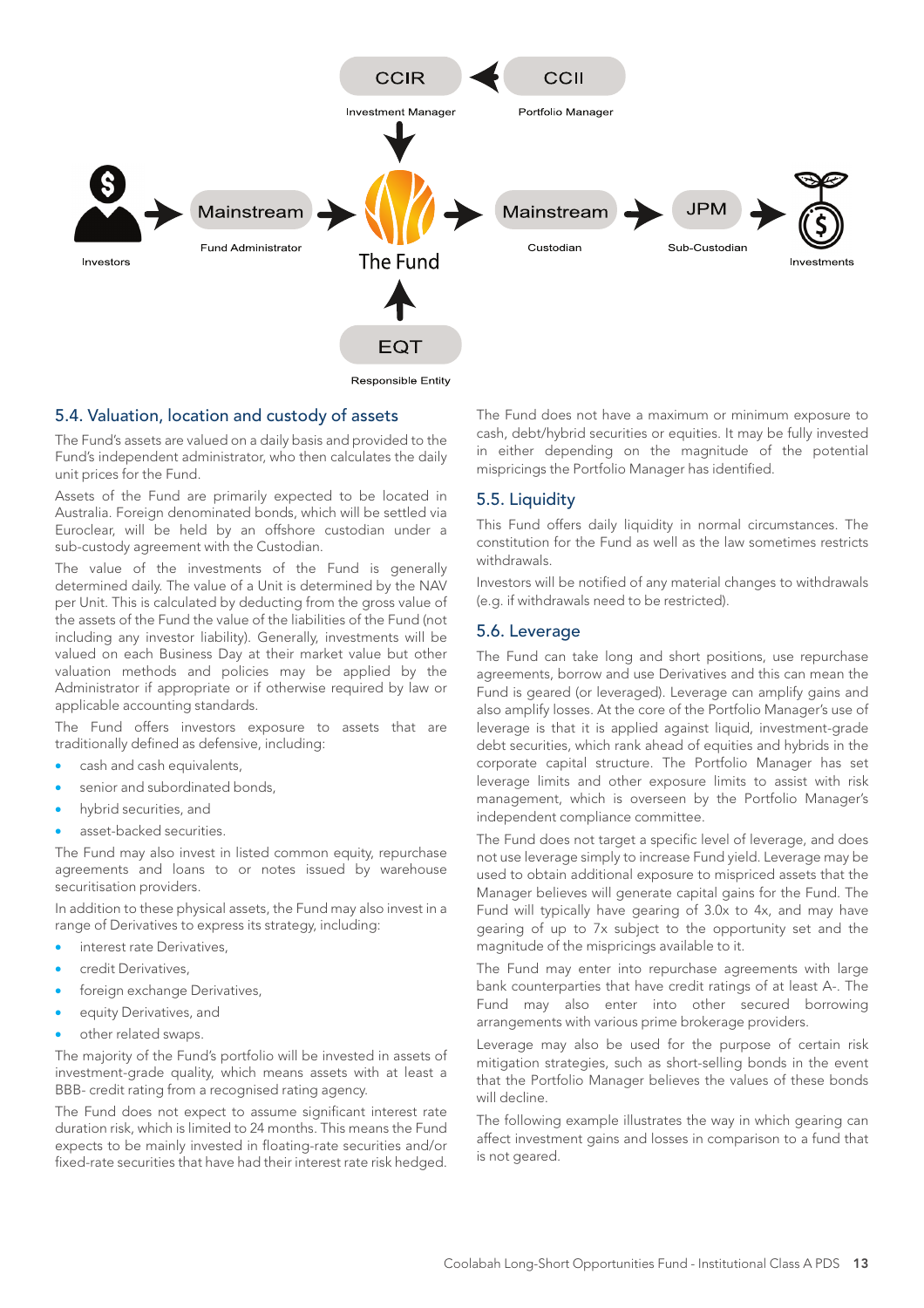CCIR — Investment Manager
CCII — Portfolio Manager
Investors → Mainstream (Fund Administrator) → The Fund → Mainstream (Custodian) → JPM (Sub-Custodian) → Investments
EQT — Responsible Entity

## 5.4. Valuation, location and custody of assets

The Fund's assets are valued on a daily basis and provided to the Fund's independent administrator, who then calculates the daily unit prices for the Fund.

Assets of the Fund are primarily expected to be located in Australia. Foreign denominated bonds, which will be settled via Euroclear, will be held by an offshore custodian under a sub-custody agreement with the Custodian.

The value of the investments of the Fund is generally determined daily. The value of a Unit is determined by the NAV per Unit. This is calculated by deducting from the gross value of the assets of the Fund the value of the liabilities of the Fund (not including any investor liability). Generally, investments will be valued on each Business Day at their market value but other valuation methods and policies may be applied by the Administrator if appropriate or if otherwise required by law or applicable accounting standards.

The Fund offers investors exposure to assets that are traditionally defined as defensive, including:

- cash and cash equivalents,
- senior and subordinated bonds,
- hybrid securities, and
- asset-backed securities.

The Fund may also invest in listed common equity, repurchase agreements and loans to or notes issued by warehouse securitisation providers.

In addition to these physical assets, the Fund may also invest in a range of Derivatives to express its strategy, including:

- interest rate Derivatives,
- credit Derivatives,
- foreign exchange Derivatives,
- equity Derivatives, and
- other related swaps.

The majority of the Fund's portfolio will be invested in assets of investment-grade quality, which means assets with at least a BBB- credit rating from a recognised rating agency.

The Fund does not expect to assume significant interest rate duration risk, which is limited to 24 months. This means the Fund expects to be mainly invested in floating-rate securities and/or fixed-rate securities that have had their interest rate risk hedged.

The Fund does not have a maximum or minimum exposure to cash, debt/hybrid securities or equities. It may be fully invested in either depending on the magnitude of the potential mispricings the Portfolio Manager has identified.

## 5.5. Liquidity

This Fund offers daily liquidity in normal circumstances. The constitution for the Fund as well as the law sometimes restricts withdrawals.

Investors will be notified of any material changes to withdrawals (e.g. if withdrawals need to be restricted).

## 5.6. Leverage

The Fund can take long and short positions, use repurchase agreements, borrow and use Derivatives and this can mean the Fund is geared (or leveraged). Leverage can amplify gains and also amplify losses. At the core of the Portfolio Manager's use of leverage is that it is applied against liquid, investment-grade debt securities, which rank ahead of equities and hybrids in the corporate capital structure. The Portfolio Manager has set leverage limits and other exposure limits to assist with risk management, which is overseen by the Portfolio Manager's independent compliance committee.

The Fund does not target a specific level of leverage, and does not use leverage simply to increase Fund yield. Leverage may be used to obtain additional exposure to mispriced assets that the Manager believes will generate capital gains for the Fund. The Fund will typically have gearing of 3.0x to 4x, and may have gearing of up to 7x subject to the opportunity set and the magnitude of the mispricings available to it.

The Fund may enter into repurchase agreements with large bank counterparties that have credit ratings of at least A-. The Fund may also enter into other secured borrowing arrangements with various prime brokerage providers.

Leverage may also be used for the purpose of certain risk mitigation strategies, such as short-selling bonds in the event that the Portfolio Manager believes the values of these bonds will decline.

The following example illustrates the way in which gearing can affect investment gains and losses in comparison to a fund that is not geared.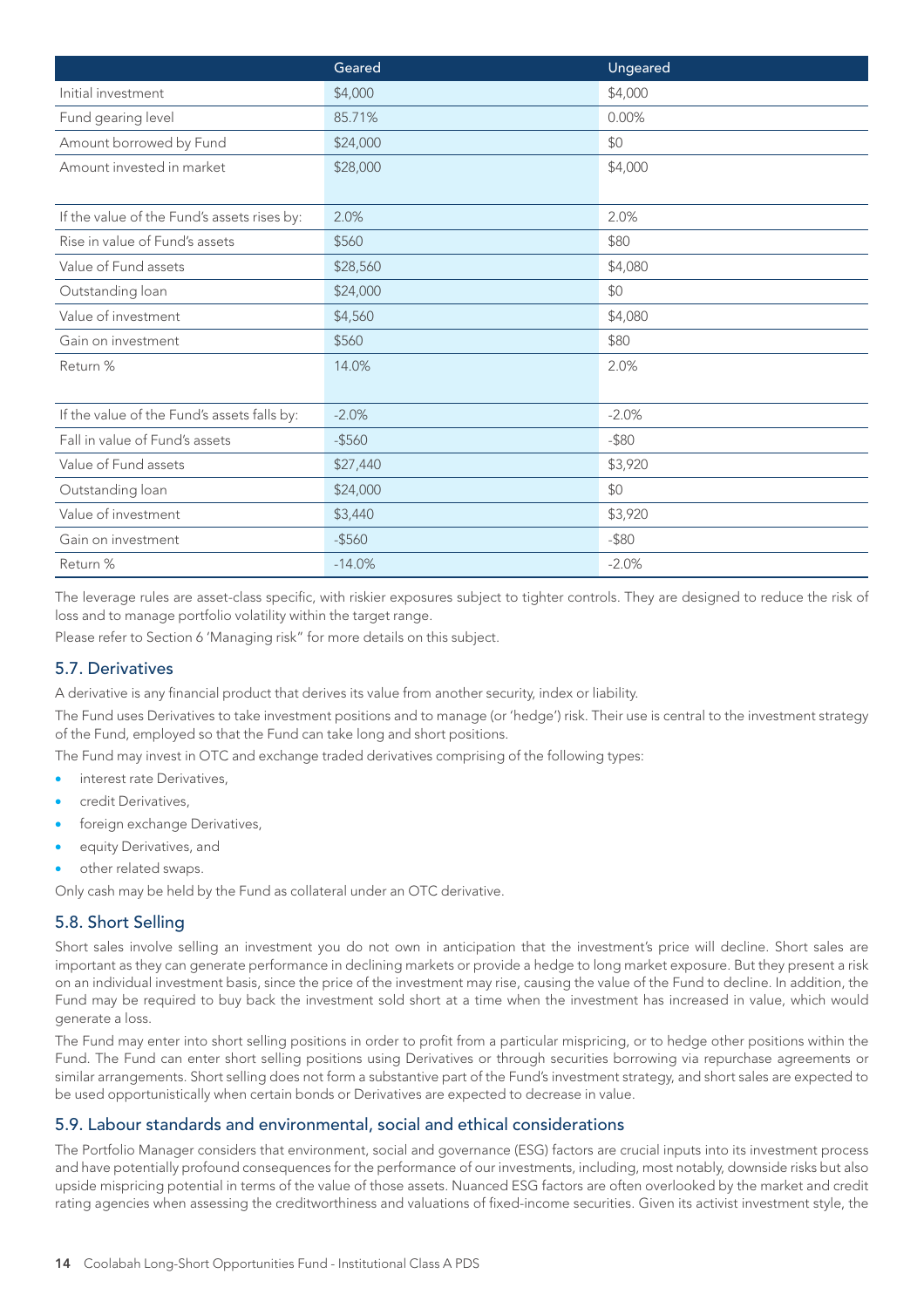| | Geared | Ungeared |
|---|---|---|
| Initial investment | $4,000 | $4,000 |
| Fund gearing level | 85.71% | 0.00% |
| Amount borrowed by Fund | $24,000 | $0 |
| Amount invested in market | $28,000 | $4,000 |
| If the value of the Fund's assets rises by: | 2.0% | 2.0% |
| Rise in value of Fund's assets | $560 | $80 |
| Value of Fund assets | $28,560 | $4,080 |
| Outstanding loan | $24,000 | $0 |
| Value of investment | $4,560 | $4,080 |
| Gain on investment | $560 | $80 |
| Return % | 14.0% | 2.0% |
| If the value of the Fund's assets falls by: | -2.0% | -2.0% |
| Fall in value of Fund's assets | -$560 | -$80 |
| Value of Fund assets | $27,440 | $3,920 |
| Outstanding loan | $24,000 | $0 |
| Value of investment | $3,440 | $3,920 |
| Gain on investment | -$560 | -$80 |
| Return % | -14.0% | -2.0% |

The leverage rules are asset-class specific, with riskier exposures subject to tighter controls. They are designed to reduce the risk of loss and to manage portfolio volatility within the target range.

Please refer to Section 6 'Managing risk" for more details on this subject.

## 5.7. Derivatives

A derivative is any financial product that derives its value from another security, index or liability.

The Fund uses Derivatives to take investment positions and to manage (or 'hedge') risk. Their use is central to the investment strategy of the Fund, employed so that the Fund can take long and short positions.

The Fund may invest in OTC and exchange traded derivatives comprising of the following types:

- interest rate Derivatives,
- credit Derivatives,
- foreign exchange Derivatives,
- equity Derivatives, and
- other related swaps.

Only cash may be held by the Fund as collateral under an OTC derivative.

## 5.8. Short Selling

Short sales involve selling an investment you do not own in anticipation that the investment's price will decline. Short sales are important as they can generate performance in declining markets or provide a hedge to long market exposure. But they present a risk on an individual investment basis, since the price of the investment may rise, causing the value of the Fund to decline. In addition, the Fund may be required to buy back the investment sold short at a time when the investment has increased in value, which would generate a loss.

The Fund may enter into short selling positions in order to profit from a particular mispricing, or to hedge other positions within the Fund. The Fund can enter short selling positions using Derivatives or through securities borrowing via repurchase agreements or similar arrangements. Short selling does not form a substantive part of the Fund's investment strategy, and short sales are expected to be used opportunistically when certain bonds or Derivatives are expected to decrease in value.

## 5.9. Labour standards and environmental, social and ethical considerations

The Portfolio Manager considers that environment, social and governance (ESG) factors are crucial inputs into its investment process and have potentially profound consequences for the performance of our investments, including, most notably, downside risks but also upside mispricing potential in terms of the value of those assets. Nuanced ESG factors are often overlooked by the market and credit rating agencies when assessing the creditworthiness and valuations of fixed-income securities. Given its activist investment style, the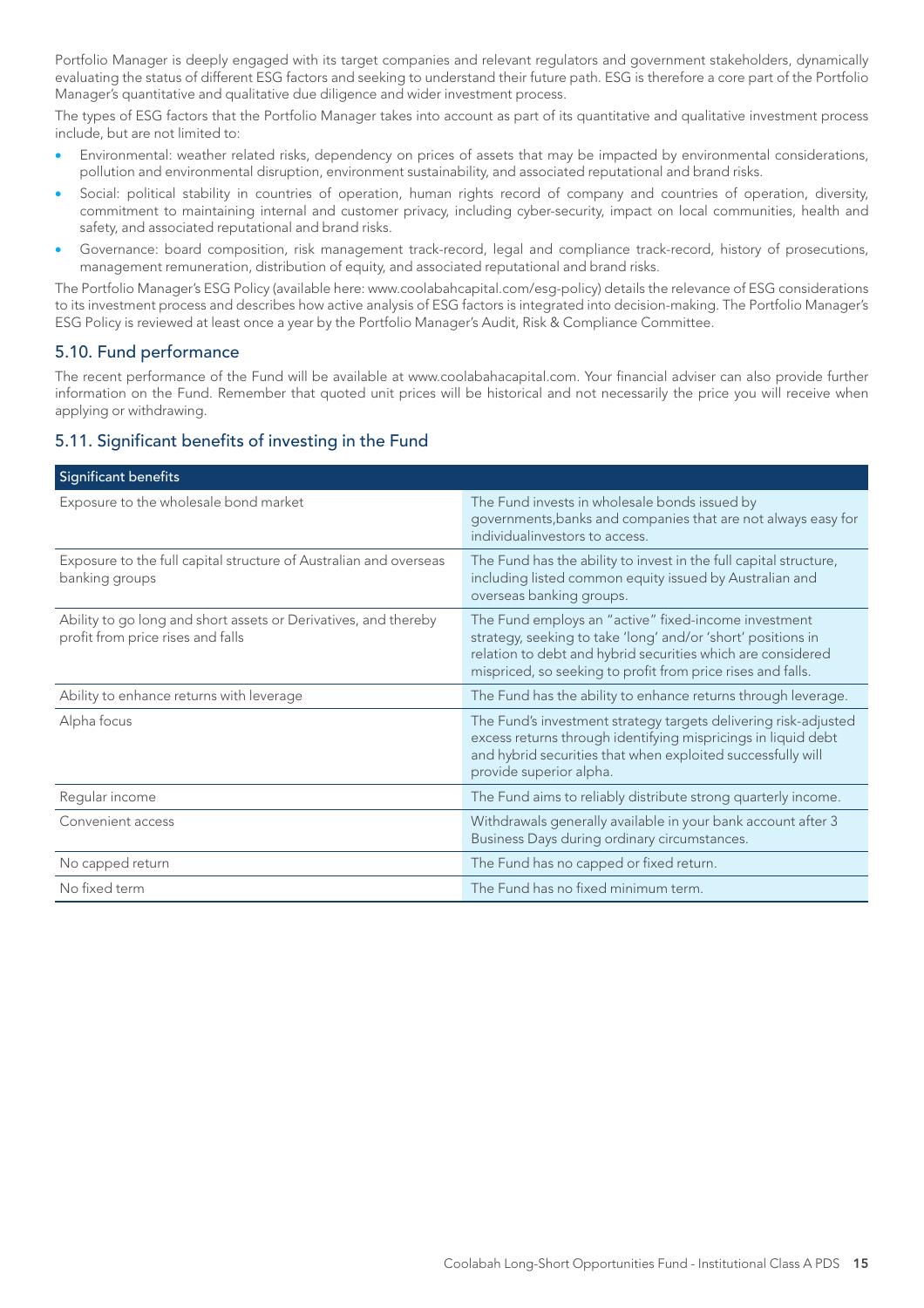Portfolio Manager is deeply engaged with its target companies and relevant regulators and government stakeholders, dynamically evaluating the status of different ESG factors and seeking to understand their future path. ESG is therefore a core part of the Portfolio Manager's quantitative and qualitative due diligence and wider investment process.

The types of ESG factors that the Portfolio Manager takes into account as part of its quantitative and qualitative investment process include, but are not limited to:

- Environmental: weather related risks, dependency on prices of assets that may be impacted by environmental considerations, pollution and environmental disruption, environment sustainability, and associated reputational and brand risks.
- Social: political stability in countries of operation, human rights record of company and countries of operation, diversity, commitment to maintaining internal and customer privacy, including cyber-security, impact on local communities, health and safety, and associated reputational and brand risks.
- Governance: board composition, risk management track-record, legal and compliance track-record, history of prosecutions, management remuneration, distribution of equity, and associated reputational and brand risks.

The Portfolio Manager's ESG Policy (available here: www.coolabahcapital.com/esg-policy) details the relevance of ESG considerations to its investment process and describes how active analysis of ESG factors is integrated into decision-making. The Portfolio Manager's ESG Policy is reviewed at least once a year by the Portfolio Manager's Audit, Risk & Compliance Committee.

## 5.10. Fund performance

The recent performance of the Fund will be available at www.coolabahacapital.com. Your financial adviser can also provide further information on the Fund. Remember that quoted unit prices will be historical and not necessarily the price you will receive when applying or withdrawing.

## 5.11. Significant benefits of investing in the Fund

| Significant benefits | |
|---|---|
| Exposure to the wholesale bond market | The Fund invests in wholesale bonds issued by governments,banks and companies that are not always easy for individualinvestors to access. |
| Exposure to the full capital structure of Australian and overseas banking groups | The Fund has the ability to invest in the full capital structure, including listed common equity issued by Australian and overseas banking groups. |
| Ability to go long and short assets or Derivatives, and thereby profit from price rises and falls | The Fund employs an "active" fixed-income investment strategy, seeking to take 'long' and/or 'short' positions in relation to debt and hybrid securities which are considered mispriced, so seeking to profit from price rises and falls. |
| Ability to enhance returns with leverage | The Fund has the ability to enhance returns through leverage. |
| Alpha focus | The Fund's investment strategy targets delivering risk-adjusted excess returns through identifying mispricings in liquid debt and hybrid securities that when exploited successfully will provide superior alpha. |
| Regular income | The Fund aims to reliably distribute strong quarterly income. |
| Convenient access | Withdrawals generally available in your bank account after 3 Business Days during ordinary circumstances. |
| No capped return | The Fund has no capped or fixed return. |
| No fixed term | The Fund has no fixed minimum term. |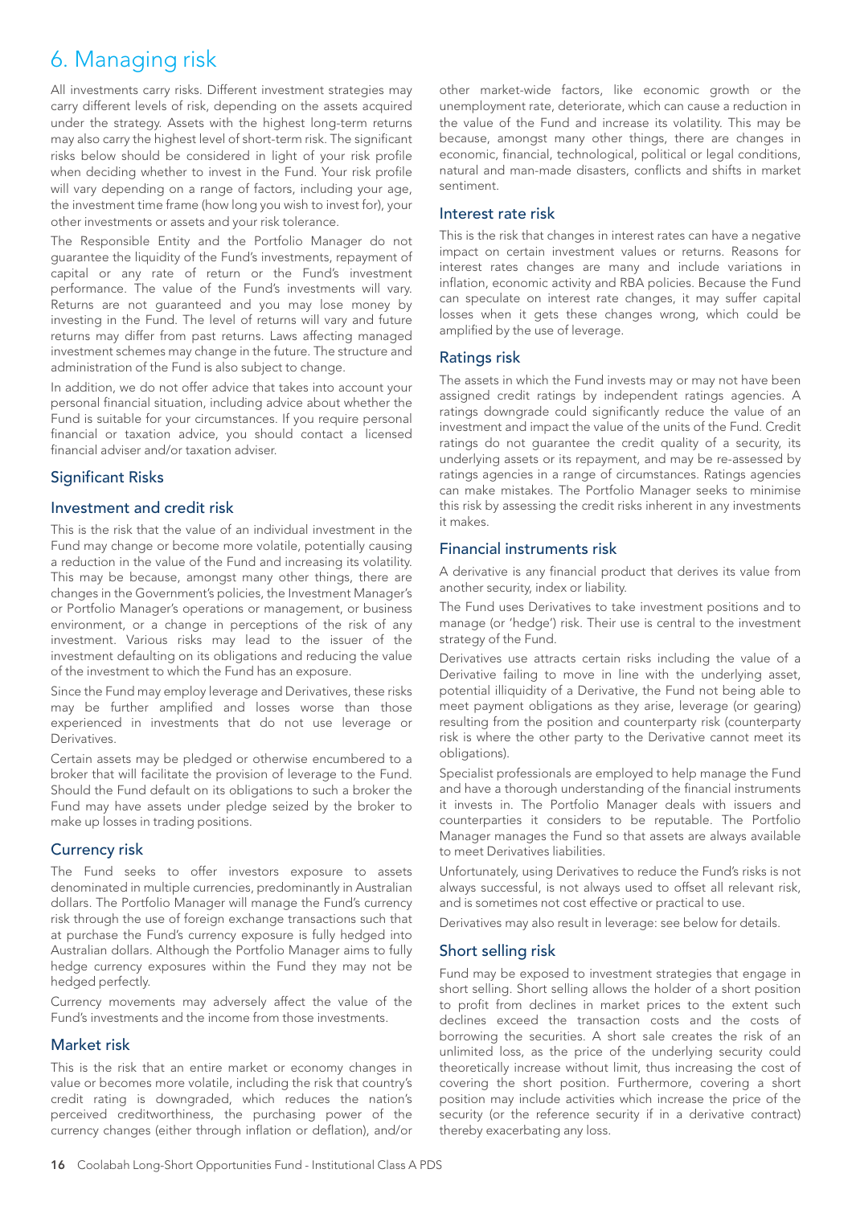# 6. Managing risk

All investments carry risks. Different investment strategies may carry different levels of risk, depending on the assets acquired under the strategy. Assets with the highest long-term returns may also carry the highest level of short-term risk. The significant risks below should be considered in light of your risk profile when deciding whether to invest in the Fund. Your risk profile will vary depending on a range of factors, including your age, the investment time frame (how long you wish to invest for), your other investments or assets and your risk tolerance.

The Responsible Entity and the Portfolio Manager do not guarantee the liquidity of the Fund's investments, repayment of capital or any rate of return or the Fund's investment performance. The value of the Fund's investments will vary. Returns are not guaranteed and you may lose money by investing in the Fund. The level of returns will vary and future returns may differ from past returns. Laws affecting managed investment schemes may change in the future. The structure and administration of the Fund is also subject to change.

In addition, we do not offer advice that takes into account your personal financial situation, including advice about whether the Fund is suitable for your circumstances. If you require personal financial or taxation advice, you should contact a licensed financial adviser and/or taxation adviser.

## Significant Risks

### Investment and credit risk

This is the risk that the value of an individual investment in the Fund may change or become more volatile, potentially causing a reduction in the value of the Fund and increasing its volatility. This may be because, amongst many other things, there are changes in the Government's policies, the Investment Manager's or Portfolio Manager's operations or management, or business environment, or a change in perceptions of the risk of any investment. Various risks may lead to the issuer of the investment defaulting on its obligations and reducing the value of the investment to which the Fund has an exposure.

Since the Fund may employ leverage and Derivatives, these risks may be further amplified and losses worse than those experienced in investments that do not use leverage or Derivatives.

Certain assets may be pledged or otherwise encumbered to a broker that will facilitate the provision of leverage to the Fund. Should the Fund default on its obligations to such a broker the Fund may have assets under pledge seized by the broker to make up losses in trading positions.

### Currency risk

The Fund seeks to offer investors exposure to assets denominated in multiple currencies, predominantly in Australian dollars. The Portfolio Manager will manage the Fund's currency risk through the use of foreign exchange transactions such that at purchase the Fund's currency exposure is fully hedged into Australian dollars. Although the Portfolio Manager aims to fully hedge currency exposures within the Fund they may not be hedged perfectly.

Currency movements may adversely affect the value of the Fund's investments and the income from those investments.

### Market risk

This is the risk that an entire market or economy changes in value or becomes more volatile, including the risk that country's credit rating is downgraded, which reduces the nation's perceived creditworthiness, the purchasing power of the currency changes (either through inflation or deflation), and/or other market-wide factors, like economic growth or the unemployment rate, deteriorate, which can cause a reduction in the value of the Fund and increase its volatility. This may be because, amongst many other things, there are changes in economic, financial, technological, political or legal conditions, natural and man-made disasters, conflicts and shifts in market sentiment.

### Interest rate risk

This is the risk that changes in interest rates can have a negative impact on certain investment values or returns. Reasons for interest rates changes are many and include variations in inflation, economic activity and RBA policies. Because the Fund can speculate on interest rate changes, it may suffer capital losses when it gets these changes wrong, which could be amplified by the use of leverage.

### Ratings risk

The assets in which the Fund invests may or may not have been assigned credit ratings by independent ratings agencies. A ratings downgrade could significantly reduce the value of an investment and impact the value of the units of the Fund. Credit ratings do not guarantee the credit quality of a security, its underlying assets or its repayment, and may be re-assessed by ratings agencies in a range of circumstances. Ratings agencies can make mistakes. The Portfolio Manager seeks to minimise this risk by assessing the credit risks inherent in any investments it makes.

### Financial instruments risk

A derivative is any financial product that derives its value from another security, index or liability.

The Fund uses Derivatives to take investment positions and to manage (or 'hedge') risk. Their use is central to the investment strategy of the Fund.

Derivatives use attracts certain risks including the value of a Derivative failing to move in line with the underlying asset, potential illiquidity of a Derivative, the Fund not being able to meet payment obligations as they arise, leverage (or gearing) resulting from the position and counterparty risk (counterparty risk is where the other party to the Derivative cannot meet its obligations).

Specialist professionals are employed to help manage the Fund and have a thorough understanding of the financial instruments it invests in. The Portfolio Manager deals with issuers and counterparties it considers to be reputable. The Portfolio Manager manages the Fund so that assets are always available to meet Derivatives liabilities.

Unfortunately, using Derivatives to reduce the Fund's risks is not always successful, is not always used to offset all relevant risk, and is sometimes not cost effective or practical to use.

Derivatives may also result in leverage: see below for details.

### Short selling risk

Fund may be exposed to investment strategies that engage in short selling. Short selling allows the holder of a short position to profit from declines in market prices to the extent such declines exceed the transaction costs and the costs of borrowing the securities. A short sale creates the risk of an unlimited loss, as the price of the underlying security could theoretically increase without limit, thus increasing the cost of covering the short position. Furthermore, covering a short position may include activities which increase the price of the security (or the reference security if in a derivative contract) thereby exacerbating any loss.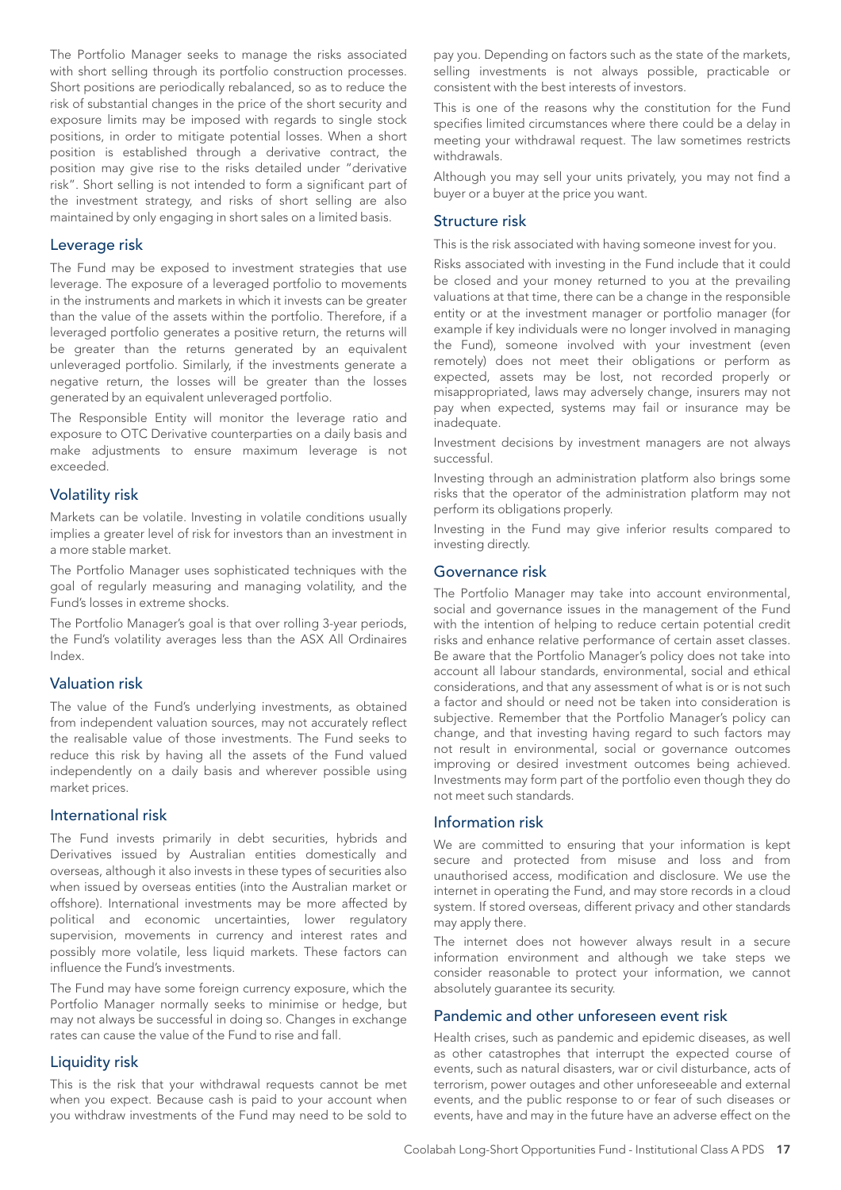The Portfolio Manager seeks to manage the risks associated with short selling through its portfolio construction processes. Short positions are periodically rebalanced, so as to reduce the risk of substantial changes in the price of the short security and exposure limits may be imposed with regards to single stock positions, in order to mitigate potential losses. When a short position is established through a derivative contract, the position may give rise to the risks detailed under "derivative risk". Short selling is not intended to form a significant part of the investment strategy, and risks of short selling are also maintained by only engaging in short sales on a limited basis.

## Leverage risk

The Fund may be exposed to investment strategies that use leverage. The exposure of a leveraged portfolio to movements in the instruments and markets in which it invests can be greater than the value of the assets within the portfolio. Therefore, if a leveraged portfolio generates a positive return, the returns will be greater than the returns generated by an equivalent unleveraged portfolio. Similarly, if the investments generate a negative return, the losses will be greater than the losses generated by an equivalent unleveraged portfolio.

The Responsible Entity will monitor the leverage ratio and exposure to OTC Derivative counterparties on a daily basis and make adjustments to ensure maximum leverage is not exceeded.

## Volatility risk

Markets can be volatile. Investing in volatile conditions usually implies a greater level of risk for investors than an investment in a more stable market.

The Portfolio Manager uses sophisticated techniques with the goal of regularly measuring and managing volatility, and the Fund's losses in extreme shocks.

The Portfolio Manager's goal is that over rolling 3-year periods, the Fund's volatility averages less than the ASX All Ordinaires Index.

## Valuation risk

The value of the Fund's underlying investments, as obtained from independent valuation sources, may not accurately reflect the realisable value of those investments. The Fund seeks to reduce this risk by having all the assets of the Fund valued independently on a daily basis and wherever possible using market prices.

## International risk

The Fund invests primarily in debt securities, hybrids and Derivatives issued by Australian entities domestically and overseas, although it also invests in these types of securities also when issued by overseas entities (into the Australian market or offshore). International investments may be more affected by political and economic uncertainties, lower regulatory supervision, movements in currency and interest rates and possibly more volatile, less liquid markets. These factors can influence the Fund's investments.

The Fund may have some foreign currency exposure, which the Portfolio Manager normally seeks to minimise or hedge, but may not always be successful in doing so. Changes in exchange rates can cause the value of the Fund to rise and fall.

## Liquidity risk

This is the risk that your withdrawal requests cannot be met when you expect. Because cash is paid to your account when you withdraw investments of the Fund may need to be sold to pay you. Depending on factors such as the state of the markets, selling investments is not always possible, practicable or consistent with the best interests of investors.

This is one of the reasons why the constitution for the Fund specifies limited circumstances where there could be a delay in meeting your withdrawal request. The law sometimes restricts withdrawals.

Although you may sell your units privately, you may not find a buyer or a buyer at the price you want.

## Structure risk

This is the risk associated with having someone invest for you.

Risks associated with investing in the Fund include that it could be closed and your money returned to you at the prevailing valuations at that time, there can be a change in the responsible entity or at the investment manager or portfolio manager (for example if key individuals were no longer involved in managing the Fund), someone involved with your investment (even remotely) does not meet their obligations or perform as expected, assets may be lost, not recorded properly or misappropriated, laws may adversely change, insurers may not pay when expected, systems may fail or insurance may be inadequate.

Investment decisions by investment managers are not always successful.

Investing through an administration platform also brings some risks that the operator of the administration platform may not perform its obligations properly.

Investing in the Fund may give inferior results compared to investing directly.

## Governance risk

The Portfolio Manager may take into account environmental, social and governance issues in the management of the Fund with the intention of helping to reduce certain potential credit risks and enhance relative performance of certain asset classes. Be aware that the Portfolio Manager's policy does not take into account all labour standards, environmental, social and ethical considerations, and that any assessment of what is or is not such a factor and should or need not be taken into consideration is subjective. Remember that the Portfolio Manager's policy can change, and that investing having regard to such factors may not result in environmental, social or governance outcomes improving or desired investment outcomes being achieved. Investments may form part of the portfolio even though they do not meet such standards.

## Information risk

We are committed to ensuring that your information is kept secure and protected from misuse and loss and from unauthorised access, modification and disclosure. We use the internet in operating the Fund, and may store records in a cloud system. If stored overseas, different privacy and other standards may apply there.

The internet does not however always result in a secure information environment and although we take steps we consider reasonable to protect your information, we cannot absolutely guarantee its security.

## Pandemic and other unforeseen event risk

Health crises, such as pandemic and epidemic diseases, as well as other catastrophes that interrupt the expected course of events, such as natural disasters, war or civil disturbance, acts of terrorism, power outages and other unforeseeable and external events, and the public response to or fear of such diseases or events, have and may in the future have an adverse effect on the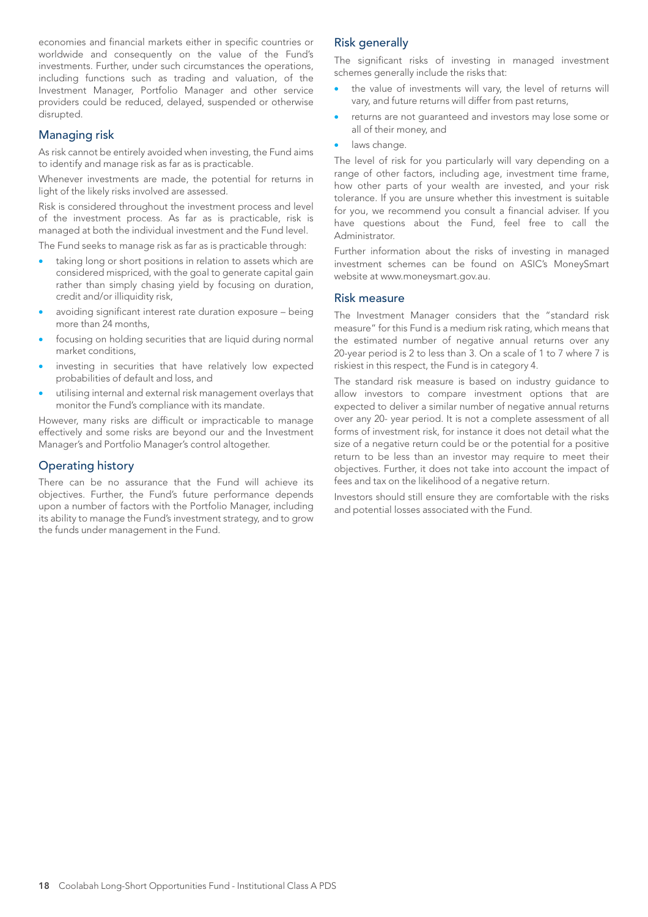economies and financial markets either in specific countries or worldwide and consequently on the value of the Fund's investments. Further, under such circumstances the operations, including functions such as trading and valuation, of the Investment Manager, Portfolio Manager and other service providers could be reduced, delayed, suspended or otherwise disrupted.

## Managing risk

As risk cannot be entirely avoided when investing, the Fund aims to identify and manage risk as far as is practicable.

Whenever investments are made, the potential for returns in light of the likely risks involved are assessed.

Risk is considered throughout the investment process and level of the investment process. As far as is practicable, risk is managed at both the individual investment and the Fund level.

The Fund seeks to manage risk as far as is practicable through:

- taking long or short positions in relation to assets which are considered mispriced, with the goal to generate capital gain rather than simply chasing yield by focusing on duration, credit and/or illiquidity risk,
- avoiding significant interest rate duration exposure – being more than 24 months,
- focusing on holding securities that are liquid during normal market conditions,
- investing in securities that have relatively low expected probabilities of default and loss, and
- utilising internal and external risk management overlays that monitor the Fund's compliance with its mandate.

However, many risks are difficult or impracticable to manage effectively and some risks are beyond our and the Investment Manager's and Portfolio Manager's control altogether.

## Operating history

There can be no assurance that the Fund will achieve its objectives. Further, the Fund's future performance depends upon a number of factors with the Portfolio Manager, including its ability to manage the Fund's investment strategy, and to grow the funds under management in the Fund.

## Risk generally

The significant risks of investing in managed investment schemes generally include the risks that:

- the value of investments will vary, the level of returns will vary, and future returns will differ from past returns,
- returns are not guaranteed and investors may lose some or all of their money, and
- laws change.

The level of risk for you particularly will vary depending on a range of other factors, including age, investment time frame, how other parts of your wealth are invested, and your risk tolerance. If you are unsure whether this investment is suitable for you, we recommend you consult a financial adviser. If you have questions about the Fund, feel free to call the Administrator.

Further information about the risks of investing in managed investment schemes can be found on ASIC's MoneySmart website at www.moneysmart.gov.au.

## Risk measure

The Investment Manager considers that the "standard risk measure" for this Fund is a medium risk rating, which means that the estimated number of negative annual returns over any 20-year period is 2 to less than 3. On a scale of 1 to 7 where 7 is riskiest in this respect, the Fund is in category 4.

The standard risk measure is based on industry guidance to allow investors to compare investment options that are expected to deliver a similar number of negative annual returns over any 20- year period. It is not a complete assessment of all forms of investment risk, for instance it does not detail what the size of a negative return could be or the potential for a positive return to be less than an investor may require to meet their objectives. Further, it does not take into account the impact of fees and tax on the likelihood of a negative return.

Investors should still ensure they are comfortable with the risks and potential losses associated with the Fund.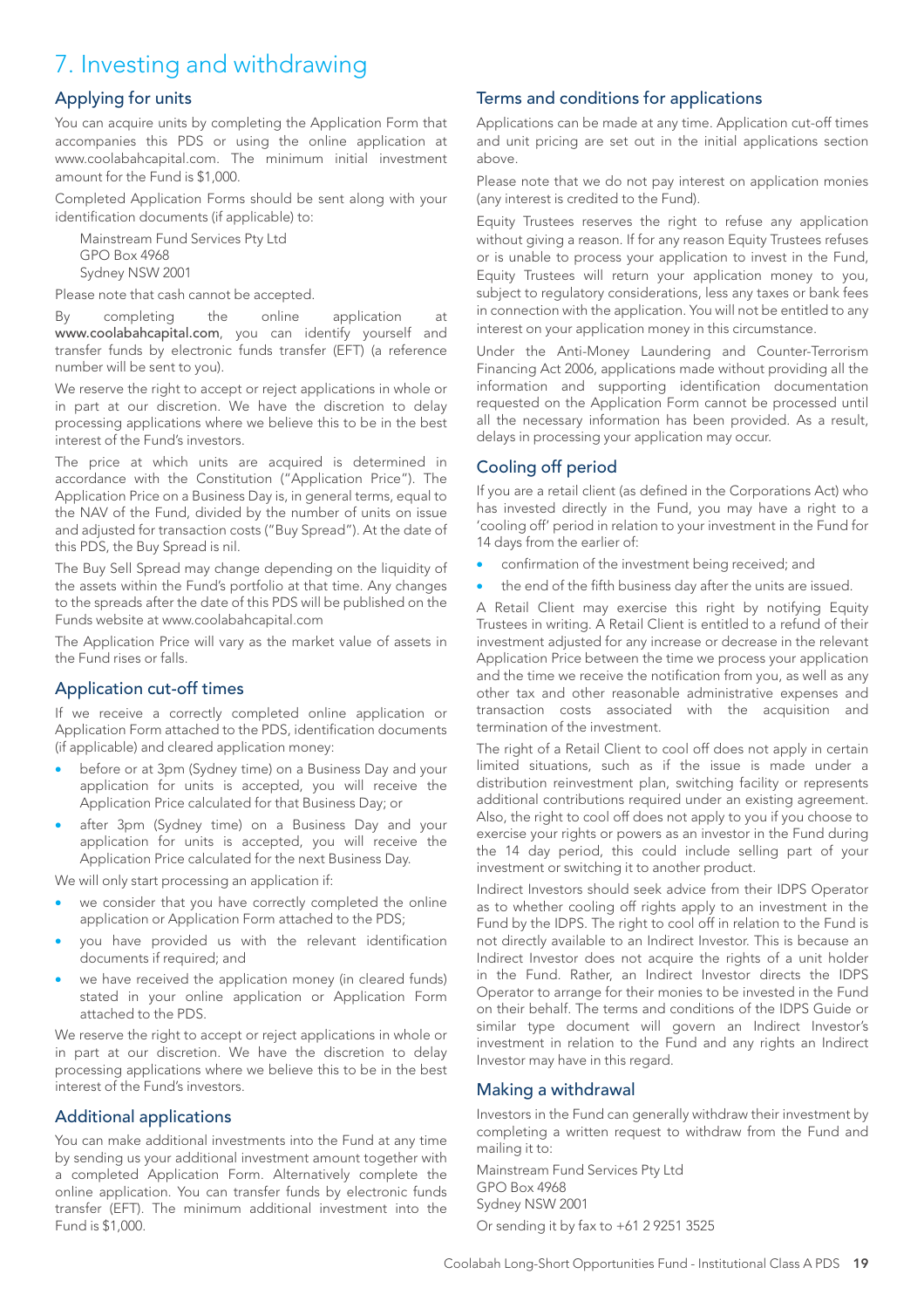# 7. Investing and withdrawing

## Applying for units

You can acquire units by completing the Application Form that accompanies this PDS or using the online application at www.coolabahcapital.com. The minimum initial investment amount for the Fund is $1,000.

Completed Application Forms should be sent along with your identification documents (if applicable) to:

Mainstream Fund Services Pty Ltd
GPO Box 4968
Sydney NSW 2001

Please note that cash cannot be accepted.

By completing the online application at **www.coolabahcapital.com**, you can identify yourself and transfer funds by electronic funds transfer (EFT) (a reference number will be sent to you).

We reserve the right to accept or reject applications in whole or in part at our discretion. We have the discretion to delay processing applications where we believe this to be in the best interest of the Fund's investors.

The price at which units are acquired is determined in accordance with the Constitution ("Application Price"). The Application Price on a Business Day is, in general terms, equal to the NAV of the Fund, divided by the number of units on issue and adjusted for transaction costs ("Buy Spread"). At the date of this PDS, the Buy Spread is nil.

The Buy Sell Spread may change depending on the liquidity of the assets within the Fund's portfolio at that time. Any changes to the spreads after the date of this PDS will be published on the Funds website at www.coolabahcapital.com

The Application Price will vary as the market value of assets in the Fund rises or falls.

## Application cut-off times

If we receive a correctly completed online application or Application Form attached to the PDS, identification documents (if applicable) and cleared application money:

- before or at 3pm (Sydney time) on a Business Day and your application for units is accepted, you will receive the Application Price calculated for that Business Day; or
- after 3pm (Sydney time) on a Business Day and your application for units is accepted, you will receive the Application Price calculated for the next Business Day.

We will only start processing an application if:

- we consider that you have correctly completed the online application or Application Form attached to the PDS;
- you have provided us with the relevant identification documents if required; and
- we have received the application money (in cleared funds) stated in your online application or Application Form attached to the PDS.

We reserve the right to accept or reject applications in whole or in part at our discretion. We have the discretion to delay processing applications where we believe this to be in the best interest of the Fund's investors.

## Additional applications

You can make additional investments into the Fund at any time by sending us your additional investment amount together with a completed Application Form. Alternatively complete the online application. You can transfer funds by electronic funds transfer (EFT). The minimum additional investment into the Fund is $1,000.

## Terms and conditions for applications

Applications can be made at any time. Application cut-off times and unit pricing are set out in the initial applications section above.

Please note that we do not pay interest on application monies (any interest is credited to the Fund).

Equity Trustees reserves the right to refuse any application without giving a reason. If for any reason Equity Trustees refuses or is unable to process your application to invest in the Fund, Equity Trustees will return your application money to you, subject to regulatory considerations, less any taxes or bank fees in connection with the application. You will not be entitled to any interest on your application money in this circumstance.

Under the Anti-Money Laundering and Counter-Terrorism Financing Act 2006, applications made without providing all the information and supporting identification documentation requested on the Application Form cannot be processed until all the necessary information has been provided. As a result, delays in processing your application may occur.

## Cooling off period

If you are a retail client (as defined in the Corporations Act) who has invested directly in the Fund, you may have a right to a 'cooling off' period in relation to your investment in the Fund for 14 days from the earlier of:

- confirmation of the investment being received; and
- the end of the fifth business day after the units are issued.

A Retail Client may exercise this right by notifying Equity Trustees in writing. A Retail Client is entitled to a refund of their investment adjusted for any increase or decrease in the relevant Application Price between the time we process your application and the time we receive the notification from you, as well as any other tax and other reasonable administrative expenses and transaction costs associated with the acquisition and termination of the investment.

The right of a Retail Client to cool off does not apply in certain limited situations, such as if the issue is made under a distribution reinvestment plan, switching facility or represents additional contributions required under an existing agreement. Also, the right to cool off does not apply to you if you choose to exercise your rights or powers as an investor in the Fund during the 14 day period, this could include selling part of your investment or switching it to another product.

Indirect Investors should seek advice from their IDPS Operator as to whether cooling off rights apply to an investment in the Fund by the IDPS. The right to cool off in relation to the Fund is not directly available to an Indirect Investor. This is because an Indirect Investor does not acquire the rights of a unit holder in the Fund. Rather, an Indirect Investor directs the IDPS Operator to arrange for their monies to be invested in the Fund on their behalf. The terms and conditions of the IDPS Guide or similar type document will govern an Indirect Investor's investment in relation to the Fund and any rights an Indirect Investor may have in this regard.

## Making a withdrawal

Investors in the Fund can generally withdraw their investment by completing a written request to withdraw from the Fund and mailing it to:

Mainstream Fund Services Pty Ltd
GPO Box 4968
Sydney NSW 2001

Or sending it by fax to +61 2 9251 3525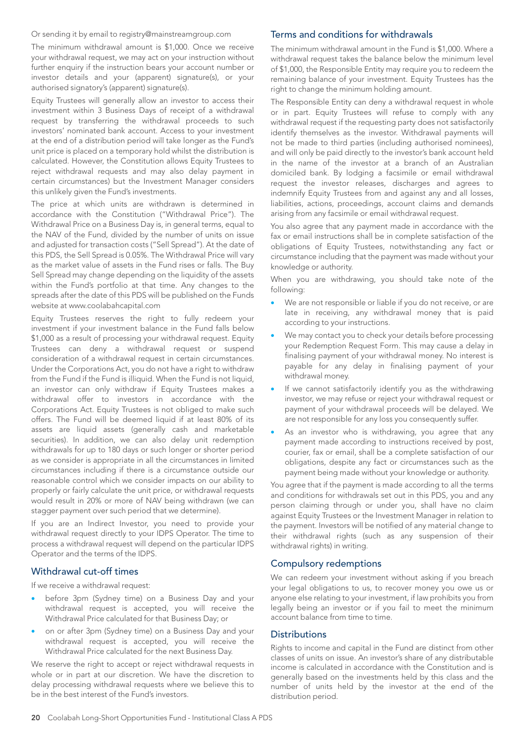Or sending it by email to registry@mainstreamgroup.com

The minimum withdrawal amount is $1,000. Once we receive your withdrawal request, we may act on your instruction without further enquiry if the instruction bears your account number or investor details and your (apparent) signature(s), or your authorised signatory's (apparent) signature(s).

Equity Trustees will generally allow an investor to access their investment within 3 Business Days of receipt of a withdrawal request by transferring the withdrawal proceeds to such investors' nominated bank account. Access to your investment at the end of a distribution period will take longer as the Fund's unit price is placed on a temporary hold whilst the distribution is calculated. However, the Constitution allows Equity Trustees to reject withdrawal requests and may also delay payment in certain circumstances) but the Investment Manager considers this unlikely given the Fund's investments.

The price at which units are withdrawn is determined in accordance with the Constitution ("Withdrawal Price"). The Withdrawal Price on a Business Day is, in general terms, equal to the NAV of the Fund, divided by the number of units on issue and adjusted for transaction costs ("Sell Spread"). At the date of this PDS, the Sell Spread is 0.05%. The Withdrawal Price will vary as the market value of assets in the Fund rises or falls. The Buy Sell Spread may change depending on the liquidity of the assets within the Fund's portfolio at that time. Any changes to the spreads after the date of this PDS will be published on the Funds website at www.coolabahcapital.com

Equity Trustees reserves the right to fully redeem your investment if your investment balance in the Fund falls below $1,000 as a result of processing your withdrawal request. Equity Trustees can deny a withdrawal request or suspend consideration of a withdrawal request in certain circumstances. Under the Corporations Act, you do not have a right to withdraw from the Fund if the Fund is illiquid. When the Fund is not liquid, an investor can only withdraw if Equity Trustees makes a withdrawal offer to investors in accordance with the Corporations Act. Equity Trustees is not obliged to make such offers. The Fund will be deemed liquid if at least 80% of its assets are liquid assets (generally cash and marketable securities). In addition, we can also delay unit redemption withdrawals for up to 180 days or such longer or shorter period as we consider is appropriate in all the circumstances in limited circumstances including if there is a circumstance outside our reasonable control which we consider impacts on our ability to properly or fairly calculate the unit price, or withdrawal requests would result in 20% or more of NAV being withdrawn (we can stagger payment over such period that we determine).

If you are an Indirect Investor, you need to provide your withdrawal request directly to your IDPS Operator. The time to process a withdrawal request will depend on the particular IDPS Operator and the terms of the IDPS.

## Withdrawal cut-off times

If we receive a withdrawal request:

- before 3pm (Sydney time) on a Business Day and your withdrawal request is accepted, you will receive the Withdrawal Price calculated for that Business Day; or
- on or after 3pm (Sydney time) on a Business Day and your withdrawal request is accepted, you will receive the Withdrawal Price calculated for the next Business Day.

We reserve the right to accept or reject withdrawal requests in whole or in part at our discretion. We have the discretion to delay processing withdrawal requests where we believe this to be in the best interest of the Fund's investors.

## Terms and conditions for withdrawals

The minimum withdrawal amount in the Fund is $1,000. Where a withdrawal request takes the balance below the minimum level of $1,000, the Responsible Entity may require you to redeem the remaining balance of your investment. Equity Trustees has the right to change the minimum holding amount.

The Responsible Entity can deny a withdrawal request in whole or in part. Equity Trustees will refuse to comply with any withdrawal request if the requesting party does not satisfactorily identify themselves as the investor. Withdrawal payments will not be made to third parties (including authorised nominees), and will only be paid directly to the investor's bank account held in the name of the investor at a branch of an Australian domiciled bank. By lodging a facsimile or email withdrawal request the investor releases, discharges and agrees to indemnify Equity Trustees from and against any and all losses, liabilities, actions, proceedings, account claims and demands arising from any facsimile or email withdrawal request.

You also agree that any payment made in accordance with the fax or email instructions shall be in complete satisfaction of the obligations of Equity Trustees, notwithstanding any fact or circumstance including that the payment was made without your knowledge or authority.

When you are withdrawing, you should take note of the following:

- We are not responsible or liable if you do not receive, or are late in receiving, any withdrawal money that is paid according to your instructions.
- We may contact you to check your details before processing your Redemption Request Form. This may cause a delay in finalising payment of your withdrawal money. No interest is payable for any delay in finalising payment of your withdrawal money.
- If we cannot satisfactorily identify you as the withdrawing investor, we may refuse or reject your withdrawal request or payment of your withdrawal proceeds will be delayed. We are not responsible for any loss you consequently suffer.
- As an investor who is withdrawing, you agree that any payment made according to instructions received by post, courier, fax or email, shall be a complete satisfaction of our obligations, despite any fact or circumstances such as the payment being made without your knowledge or authority.

You agree that if the payment is made according to all the terms and conditions for withdrawals set out in this PDS, you and any person claiming through or under you, shall have no claim against Equity Trustees or the Investment Manager in relation to the payment. Investors will be notified of any material change to their withdrawal rights (such as any suspension of their withdrawal rights) in writing.

## Compulsory redemptions

We can redeem your investment without asking if you breach your legal obligations to us, to recover money you owe us or anyone else relating to your investment, if law prohibits you from legally being an investor or if you fail to meet the minimum account balance from time to time.

## Distributions

Rights to income and capital in the Fund are distinct from other classes of units on issue. An investor's share of any distributable income is calculated in accordance with the Constitution and is generally based on the investments held by this class and the number of units held by the investor at the end of the distribution period.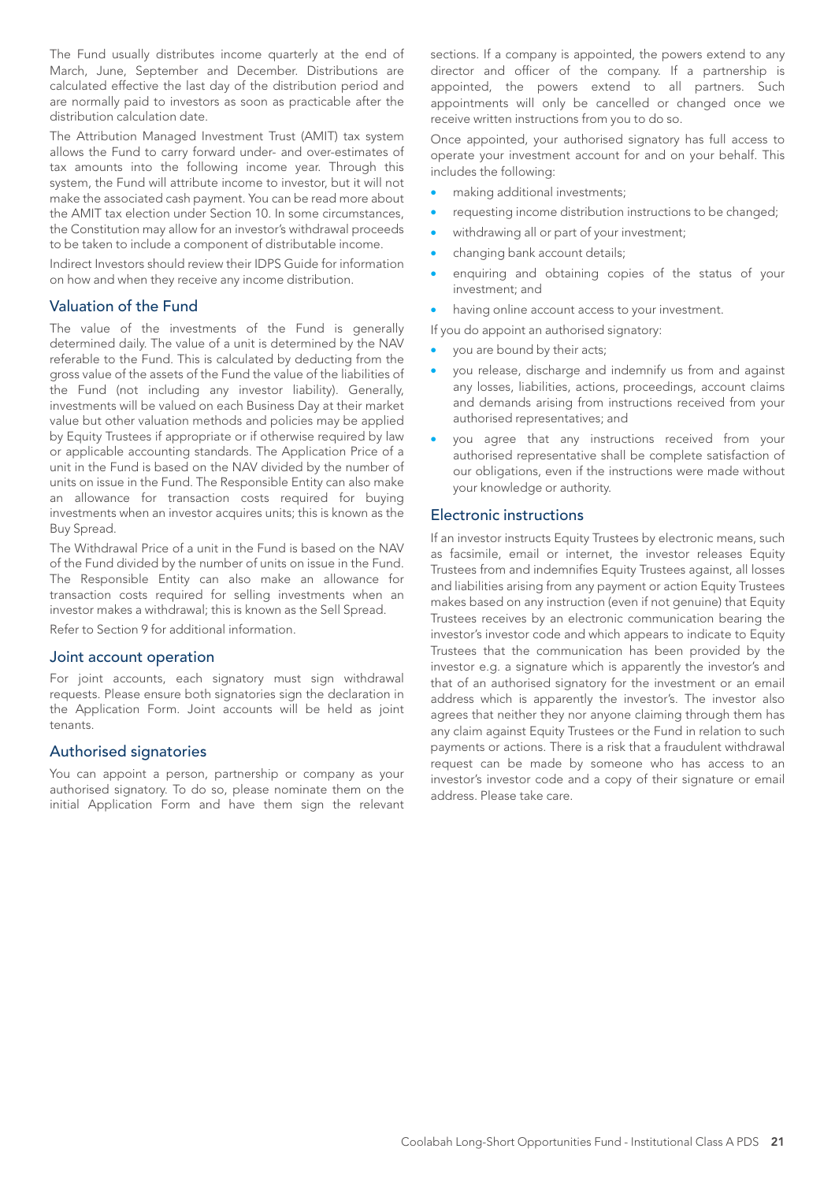The Fund usually distributes income quarterly at the end of March, June, September and December. Distributions are calculated effective the last day of the distribution period and are normally paid to investors as soon as practicable after the distribution calculation date.

The Attribution Managed Investment Trust (AMIT) tax system allows the Fund to carry forward under- and over-estimates of tax amounts into the following income year. Through this system, the Fund will attribute income to investor, but it will not make the associated cash payment. You can be read more about the AMIT tax election under Section 10. In some circumstances, the Constitution may allow for an investor's withdrawal proceeds to be taken to include a component of distributable income.

Indirect Investors should review their IDPS Guide for information on how and when they receive any income distribution.

## Valuation of the Fund

The value of the investments of the Fund is generally determined daily. The value of a unit is determined by the NAV referable to the Fund. This is calculated by deducting from the gross value of the assets of the Fund the value of the liabilities of the Fund (not including any investor liability). Generally, investments will be valued on each Business Day at their market value but other valuation methods and policies may be applied by Equity Trustees if appropriate or if otherwise required by law or applicable accounting standards. The Application Price of a unit in the Fund is based on the NAV divided by the number of units on issue in the Fund. The Responsible Entity can also make an allowance for transaction costs required for buying investments when an investor acquires units; this is known as the Buy Spread.

The Withdrawal Price of a unit in the Fund is based on the NAV of the Fund divided by the number of units on issue in the Fund. The Responsible Entity can also make an allowance for transaction costs required for selling investments when an investor makes a withdrawal; this is known as the Sell Spread.

Refer to Section 9 for additional information.

## Joint account operation

For joint accounts, each signatory must sign withdrawal requests. Please ensure both signatories sign the declaration in the Application Form. Joint accounts will be held as joint tenants.

## Authorised signatories

You can appoint a person, partnership or company as your authorised signatory. To do so, please nominate them on the initial Application Form and have them sign the relevant sections. If a company is appointed, the powers extend to any director and officer of the company. If a partnership is appointed, the powers extend to all partners. Such appointments will only be cancelled or changed once we receive written instructions from you to do so.

Once appointed, your authorised signatory has full access to operate your investment account for and on your behalf. This includes the following:

- making additional investments;
- requesting income distribution instructions to be changed;
- withdrawing all or part of your investment;
- changing bank account details;
- enquiring and obtaining copies of the status of your investment; and
- having online account access to your investment.

If you do appoint an authorised signatory:

- you are bound by their acts;
- you release, discharge and indemnify us from and against any losses, liabilities, actions, proceedings, account claims and demands arising from instructions received from your authorised representatives; and
- you agree that any instructions received from your authorised representative shall be complete satisfaction of our obligations, even if the instructions were made without your knowledge or authority.

## Electronic instructions

If an investor instructs Equity Trustees by electronic means, such as facsimile, email or internet, the investor releases Equity Trustees from and indemnifies Equity Trustees against, all losses and liabilities arising from any payment or action Equity Trustees makes based on any instruction (even if not genuine) that Equity Trustees receives by an electronic communication bearing the investor's investor code and which appears to indicate to Equity Trustees that the communication has been provided by the investor e.g. a signature which is apparently the investor's and that of an authorised signatory for the investment or an email address which is apparently the investor's. The investor also agrees that neither they nor anyone claiming through them has any claim against Equity Trustees or the Fund in relation to such payments or actions. There is a risk that a fraudulent withdrawal request can be made by someone who has access to an investor's investor code and a copy of their signature or email address. Please take care.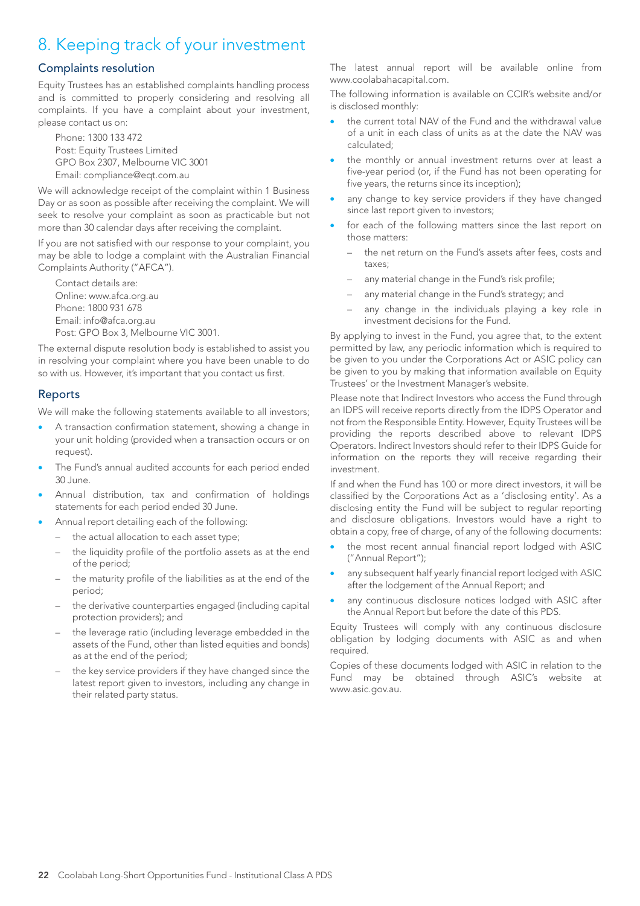# 8. Keeping track of your investment

## Complaints resolution

Equity Trustees has an established complaints handling process and is committed to properly considering and resolving all complaints. If you have a complaint about your investment, please contact us on:

Phone: 1300 133 472
Post: Equity Trustees Limited
GPO Box 2307, Melbourne VIC 3001
Email: compliance@eqt.com.au

We will acknowledge receipt of the complaint within 1 Business Day or as soon as possible after receiving the complaint. We will seek to resolve your complaint as soon as practicable but not more than 30 calendar days after receiving the complaint.

If you are not satisfied with our response to your complaint, you may be able to lodge a complaint with the Australian Financial Complaints Authority ("AFCA").

Contact details are:
Online: www.afca.org.au
Phone: 1800 931 678
Email: info@afca.org.au
Post: GPO Box 3, Melbourne VIC 3001.

The external dispute resolution body is established to assist you in resolving your complaint where you have been unable to do so with us. However, it's important that you contact us first.

## Reports

We will make the following statements available to all investors;

- A transaction confirmation statement, showing a change in your unit holding (provided when a transaction occurs or on request).
- The Fund's annual audited accounts for each period ended 30 June.
- Annual distribution, tax and confirmation of holdings statements for each period ended 30 June.
- Annual report detailing each of the following:
  - the actual allocation to each asset type;
  - the liquidity profile of the portfolio assets as at the end of the period;
  - the maturity profile of the liabilities as at the end of the period;
  - the derivative counterparties engaged (including capital protection providers); and
  - the leverage ratio (including leverage embedded in the assets of the Fund, other than listed equities and bonds) as at the end of the period;
  - the key service providers if they have changed since the latest report given to investors, including any change in their related party status.

The latest annual report will be available online from www.coolabahacapital.com.

The following information is available on CCIR's website and/or is disclosed monthly:

- the current total NAV of the Fund and the withdrawal value of a unit in each class of units as at the date the NAV was calculated;
- the monthly or annual investment returns over at least a five-year period (or, if the Fund has not been operating for five years, the returns since its inception);
- any change to key service providers if they have changed since last report given to investors;
- for each of the following matters since the last report on those matters:
  - the net return on the Fund's assets after fees, costs and taxes;
  - any material change in the Fund's risk profile;
  - any material change in the Fund's strategy; and
  - any change in the individuals playing a key role in investment decisions for the Fund.

By applying to invest in the Fund, you agree that, to the extent permitted by law, any periodic information which is required to be given to you under the Corporations Act or ASIC policy can be given to you by making that information available on Equity Trustees' or the Investment Manager's website.

Please note that Indirect Investors who access the Fund through an IDPS will receive reports directly from the IDPS Operator and not from the Responsible Entity. However, Equity Trustees will be providing the reports described above to relevant IDPS Operators. Indirect Investors should refer to their IDPS Guide for information on the reports they will receive regarding their investment.

If and when the Fund has 100 or more direct investors, it will be classified by the Corporations Act as a 'disclosing entity'. As a disclosing entity the Fund will be subject to regular reporting and disclosure obligations. Investors would have a right to obtain a copy, free of charge, of any of the following documents:

- the most recent annual financial report lodged with ASIC ("Annual Report");
- any subsequent half yearly financial report lodged with ASIC after the lodgement of the Annual Report; and
- any continuous disclosure notices lodged with ASIC after the Annual Report but before the date of this PDS.

Equity Trustees will comply with any continuous disclosure obligation by lodging documents with ASIC as and when required.

Copies of these documents lodged with ASIC in relation to the Fund may be obtained through ASIC's website at www.asic.gov.au.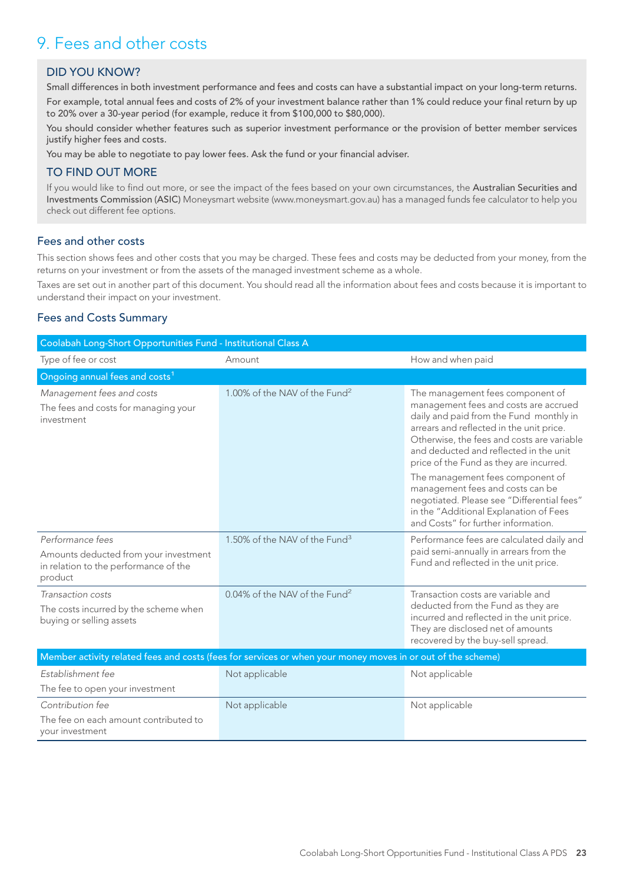# 9. Fees and other costs

## DID YOU KNOW?

Small differences in both investment performance and fees and costs can have a substantial impact on your long-term returns.

For example, total annual fees and costs of 2% of your investment balance rather than 1% could reduce your final return by up to 20% over a 30-year period (for example, reduce it from $100,000 to $80,000).

You should consider whether features such as superior investment performance or the provision of better member services justify higher fees and costs.

You may be able to negotiate to pay lower fees. Ask the fund or your financial adviser.

## TO FIND OUT MORE

If you would like to find out more, or see the impact of the fees based on your own circumstances, the Australian Securities and Investments Commission (ASIC) Moneysmart website (www.moneysmart.gov.au) has a managed funds fee calculator to help you check out different fee options.

### Fees and other costs

This section shows fees and other costs that you may be charged. These fees and costs may be deducted from your money, from the returns on your investment or from the assets of the managed investment scheme as a whole.

Taxes are set out in another part of this document. You should read all the information about fees and costs because it is important to understand their impact on your investment.

### Fees and Costs Summary

| Coolabah Long-Short Opportunities Fund - Institutional Class A | | |
|---|---|---|
| Type of fee or cost | Amount | How and when paid |
| **Ongoing annual fees and costs**[1] | | |
| *Management fees and costs*<br>The fees and costs for managing your investment | 1.00% of the NAV of the Fund[2] | The management fees component of management fees and costs are accrued daily and paid from the Fund monthly in arrears and reflected in the unit price. Otherwise, the fees and costs are variable and deducted and reflected in the unit price of the Fund as they are incurred.<br>The management fees component of management fees and costs can be negotiated. Please see "Differential fees" in the "Additional Explanation of Fees and Costs" for further information. |
| *Performance fees*<br>Amounts deducted from your investment in relation to the performance of the product | 1.50% of the NAV of the Fund[3] | Performance fees are calculated daily and paid semi-annually in arrears from the Fund and reflected in the unit price. |
| *Transaction costs*<br>The costs incurred by the scheme when buying or selling assets | 0.04% of the NAV of the Fund[2] | Transaction costs are variable and deducted from the Fund as they are incurred and reflected in the unit price. They are disclosed net of amounts recovered by the buy-sell spread. |
| **Member activity related fees and costs (fees for services or when your money moves in or out of the scheme)** | | |
| *Establishment fee*<br>The fee to open your investment | Not applicable | Not applicable |
| *Contribution fee*<br>The fee on each amount contributed to your investment | Not applicable | Not applicable |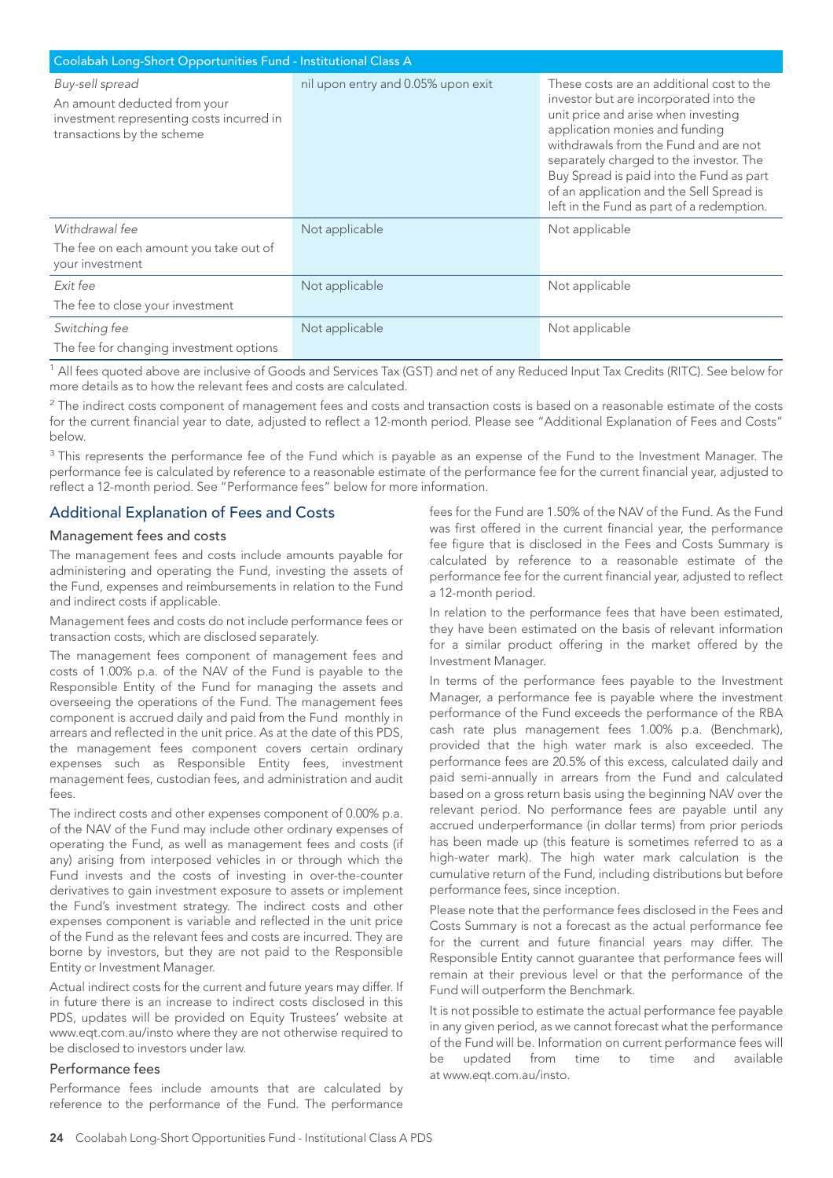| Coolabah Long-Short Opportunities Fund - Institutional Class A | | |
|---|---|---|
| *Buy-sell spread*<br>An amount deducted from your investment representing costs incurred in transactions by the scheme | nil upon entry and 0.05% upon exit | These costs are an additional cost to the investor but are incorporated into the unit price and arise when investing application monies and funding withdrawals from the Fund and are not separately charged to the investor. The Buy Spread is paid into the Fund as part of an application and the Sell Spread is left in the Fund as part of a redemption. |
| *Withdrawal fee*<br>The fee on each amount you take out of your investment | Not applicable | Not applicable |
| *Exit fee*<br>The fee to close your investment | Not applicable | Not applicable |
| *Switching fee*<br>The fee for changing investment options | Not applicable | Not applicable |

[1] All fees quoted above are inclusive of Goods and Services Tax (GST) and net of any Reduced Input Tax Credits (RITC). See below for more details as to how the relevant fees and costs are calculated.

[2] The indirect costs component of management fees and costs and transaction costs is based on a reasonable estimate of the costs for the current financial year to date, adjusted to reflect a 12-month period. Please see "Additional Explanation of Fees and Costs" below.

[3] This represents the performance fee of the Fund which is payable as an expense of the Fund to the Investment Manager. The performance fee is calculated by reference to a reasonable estimate of the performance fee for the current financial year, adjusted to reflect a 12-month period. See "Performance fees" below for more information.

## Additional Explanation of Fees and Costs

### Management fees and costs

The management fees and costs include amounts payable for administering and operating the Fund, investing the assets of the Fund, expenses and reimbursements in relation to the Fund and indirect costs if applicable.

Management fees and costs do not include performance fees or transaction costs, which are disclosed separately.

The management fees component of management fees and costs of 1.00% p.a. of the NAV of the Fund is payable to the Responsible Entity of the Fund for managing the assets and overseeing the operations of the Fund. The management fees component is accrued daily and paid from the Fund monthly in arrears and reflected in the unit price. As at the date of this PDS, the management fees component covers certain ordinary expenses such as Responsible Entity fees, investment management fees, custodian fees, and administration and audit fees.

The indirect costs and other expenses component of 0.00% p.a. of the NAV of the Fund may include other ordinary expenses of operating the Fund, as well as management fees and costs (if any) arising from interposed vehicles in or through which the Fund invests and the costs of investing in over-the-counter derivatives to gain investment exposure to assets or implement the Fund's investment strategy. The indirect costs and other expenses component is variable and reflected in the unit price of the Fund as the relevant fees and costs are incurred. They are borne by investors, but they are not paid to the Responsible Entity or Investment Manager.

Actual indirect costs for the current and future years may differ. If in future there is an increase to indirect costs disclosed in this PDS, updates will be provided on Equity Trustees' website at www.eqt.com.au/insto where they are not otherwise required to be disclosed to investors under law.

### Performance fees

Performance fees include amounts that are calculated by reference to the performance of the Fund. The performance fees for the Fund are 1.50% of the NAV of the Fund. As the Fund was first offered in the current financial year, the performance fee figure that is disclosed in the Fees and Costs Summary is calculated by reference to a reasonable estimate of the performance fee for the current financial year, adjusted to reflect a 12-month period.

In relation to the performance fees that have been estimated, they have been estimated on the basis of relevant information for a similar product offering in the market offered by the Investment Manager.

In terms of the performance fees payable to the Investment Manager, a performance fee is payable where the investment performance of the Fund exceeds the performance of the RBA cash rate plus management fees 1.00% p.a. (Benchmark), provided that the high water mark is also exceeded. The performance fees are 20.5% of this excess, calculated daily and paid semi-annually in arrears from the Fund and calculated based on a gross return basis using the beginning NAV over the relevant period. No performance fees are payable until any accrued underperformance (in dollar terms) from prior periods has been made up (this feature is sometimes referred to as a high-water mark). The high water mark calculation is the cumulative return of the Fund, including distributions but before performance fees, since inception.

Please note that the performance fees disclosed in the Fees and Costs Summary is not a forecast as the actual performance fee for the current and future financial years may differ. The Responsible Entity cannot guarantee that performance fees will remain at their previous level or that the performance of the Fund will outperform the Benchmark.

It is not possible to estimate the actual performance fee payable in any given period, as we cannot forecast what the performance of the Fund will be. Information on current performance fees will be updated from time to time and available at www.eqt.com.au/insto.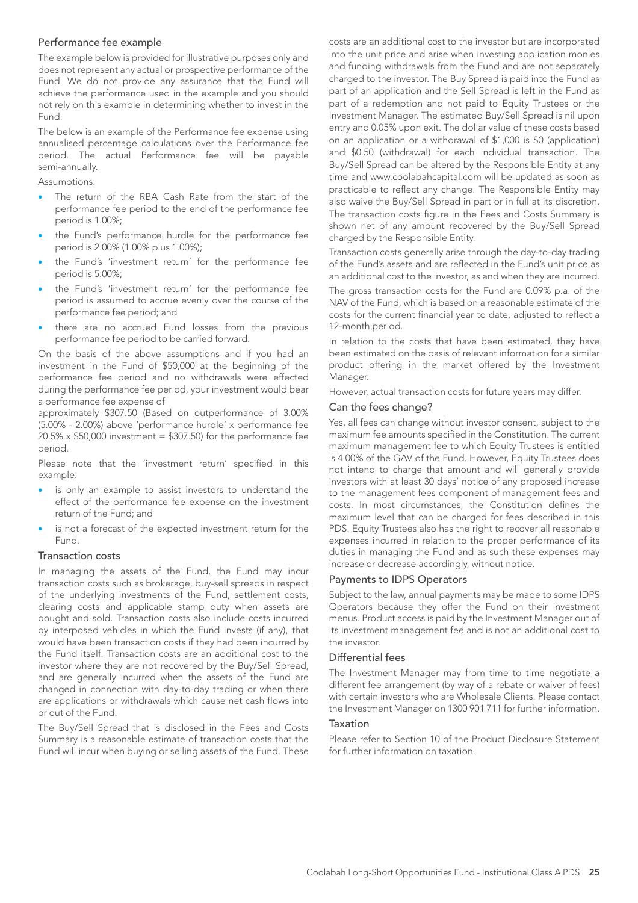## Performance fee example

The example below is provided for illustrative purposes only and does not represent any actual or prospective performance of the Fund. We do not provide any assurance that the Fund will achieve the performance used in the example and you should not rely on this example in determining whether to invest in the Fund.

The below is an example of the Performance fee expense using annualised percentage calculations over the Performance fee period. The actual Performance fee will be payable semi-annually.

Assumptions:

- The return of the RBA Cash Rate from the start of the performance fee period to the end of the performance fee period is 1.00%;
- the Fund's performance hurdle for the performance fee period is 2.00% (1.00% plus 1.00%);
- the Fund's 'investment return' for the performance fee period is 5.00%;
- the Fund's 'investment return' for the performance fee period is assumed to accrue evenly over the course of the performance fee period; and
- there are no accrued Fund losses from the previous performance fee period to be carried forward.

On the basis of the above assumptions and if you had an investment in the Fund of $50,000 at the beginning of the performance fee period and no withdrawals were effected during the performance fee period, your investment would bear a performance fee expense of

approximately $307.50 (Based on outperformance of 3.00% (5.00% - 2.00%) above 'performance hurdle' x performance fee 20.5% x $50,000 investment = $307.50) for the performance fee period.

Please note that the 'investment return' specified in this example:

- is only an example to assist investors to understand the effect of the performance fee expense on the investment return of the Fund; and
- is not a forecast of the expected investment return for the Fund.

## Transaction costs

In managing the assets of the Fund, the Fund may incur transaction costs such as brokerage, buy-sell spreads in respect of the underlying investments of the Fund, settlement costs, clearing costs and applicable stamp duty when assets are bought and sold. Transaction costs also include costs incurred by interposed vehicles in which the Fund invests (if any), that would have been transaction costs if they had been incurred by the Fund itself. Transaction costs are an additional cost to the investor where they are not recovered by the Buy/Sell Spread, and are generally incurred when the assets of the Fund are changed in connection with day-to-day trading or when there are applications or withdrawals which cause net cash flows into or out of the Fund.

The Buy/Sell Spread that is disclosed in the Fees and Costs Summary is a reasonable estimate of transaction costs that the Fund will incur when buying or selling assets of the Fund. These costs are an additional cost to the investor but are incorporated into the unit price and arise when investing application monies and funding withdrawals from the Fund and are not separately charged to the investor. The Buy Spread is paid into the Fund as part of an application and the Sell Spread is left in the Fund as part of a redemption and not paid to Equity Trustees or the Investment Manager. The estimated Buy/Sell Spread is nil upon entry and 0.05% upon exit. The dollar value of these costs based on an application or a withdrawal of $1,000 is $0 (application) and $0.50 (withdrawal) for each individual transaction. The Buy/Sell Spread can be altered by the Responsible Entity at any time and www.coolabahcapital.com will be updated as soon as practicable to reflect any change. The Responsible Entity may also waive the Buy/Sell Spread in part or in full at its discretion. The transaction costs figure in the Fees and Costs Summary is shown net of any amount recovered by the Buy/Sell Spread charged by the Responsible Entity.

Transaction costs generally arise through the day-to-day trading of the Fund's assets and are reflected in the Fund's unit price as an additional cost to the investor, as and when they are incurred.

The gross transaction costs for the Fund are 0.09% p.a. of the NAV of the Fund, which is based on a reasonable estimate of the costs for the current financial year to date, adjusted to reflect a 12-month period.

In relation to the costs that have been estimated, they have been estimated on the basis of relevant information for a similar product offering in the market offered by the Investment Manager.

However, actual transaction costs for future years may differ.

## Can the fees change?

Yes, all fees can change without investor consent, subject to the maximum fee amounts specified in the Constitution. The current maximum management fee to which Equity Trustees is entitled is 4.00% of the GAV of the Fund. However, Equity Trustees does not intend to charge that amount and will generally provide investors with at least 30 days' notice of any proposed increase to the management fees component of management fees and costs. In most circumstances, the Constitution defines the maximum level that can be charged for fees described in this PDS. Equity Trustees also has the right to recover all reasonable expenses incurred in relation to the proper performance of its duties in managing the Fund and as such these expenses may increase or decrease accordingly, without notice.

## Payments to IDPS Operators

Subject to the law, annual payments may be made to some IDPS Operators because they offer the Fund on their investment menus. Product access is paid by the Investment Manager out of its investment management fee and is not an additional cost to the investor.

## Differential fees

The Investment Manager may from time to time negotiate a different fee arrangement (by way of a rebate or waiver of fees) with certain investors who are Wholesale Clients. Please contact the Investment Manager on 1300 901 711 for further information.

## Taxation

Please refer to Section 10 of the Product Disclosure Statement for further information on taxation.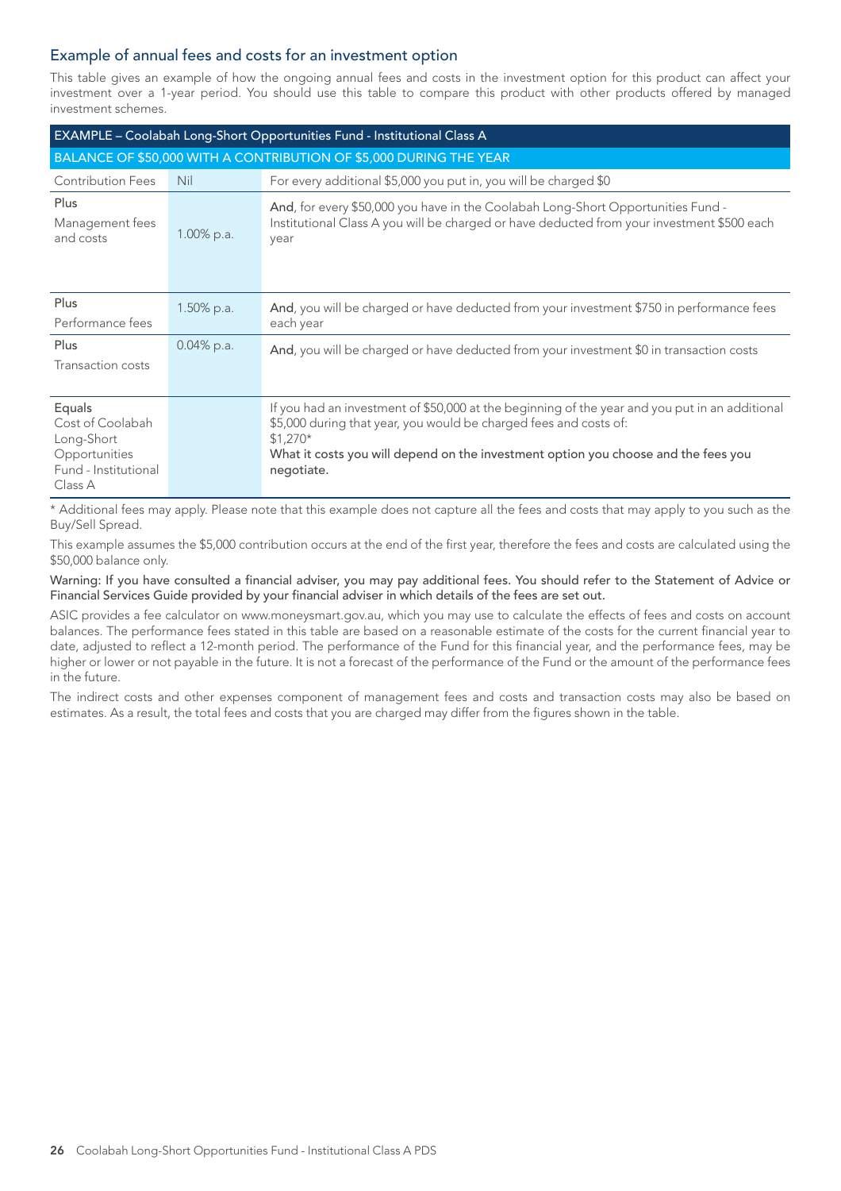## Example of annual fees and costs for an investment option

This table gives an example of how the ongoing annual fees and costs in the investment option for this product can affect your investment over a 1-year period. You should use this table to compare this product with other products offered by managed investment schemes.

| EXAMPLE – Coolabah Long-Short Opportunities Fund - Institutional Class A | | |
|---|---|---|
| BALANCE OF $50,000 WITH A CONTRIBUTION OF $5,000 DURING THE YEAR | | |
| Contribution Fees | Nil | For every additional $5,000 you put in, you will be charged $0 |
| Plus<br>Management fees and costs | 1.00% p.a. | **And**, for every $50,000 you have in the Coolabah Long-Short Opportunities Fund - Institutional Class A you will be charged or have deducted from your investment $500 each year |
| Plus<br>Performance fees | 1.50% p.a. | **And**, you will be charged or have deducted from your investment $750 in performance fees each year |
| Plus<br>Transaction costs | 0.04% p.a. | **And**, you will be charged or have deducted from your investment $0 in transaction costs |
| Equals<br>Cost of Coolabah Long-Short Opportunities Fund - Institutional Class A | | If you had an investment of $50,000 at the beginning of the year and you put in an additional $5,000 during that year, you would be charged fees and costs of:<br>$1,270*<br>**What it costs you will depend on the investment option you choose and the fees you negotiate.** |

* Additional fees may apply. Please note that this example does not capture all the fees and costs that may apply to you such as the Buy/Sell Spread.

This example assumes the $5,000 contribution occurs at the end of the first year, therefore the fees and costs are calculated using the $50,000 balance only.

**Warning: If you have consulted a financial adviser, you may pay additional fees. You should refer to the Statement of Advice or Financial Services Guide provided by your financial adviser in which details of the fees are set out.**

ASIC provides a fee calculator on www.moneysmart.gov.au, which you may use to calculate the effects of fees and costs on account balances. The performance fees stated in this table are based on a reasonable estimate of the costs for the current financial year to date, adjusted to reflect a 12-month period. The performance of the Fund for this financial year, and the performance fees, may be higher or lower or not payable in the future. It is not a forecast of the performance of the Fund or the amount of the performance fees in the future.

The indirect costs and other expenses component of management fees and costs and transaction costs may also be based on estimates. As a result, the total fees and costs that you are charged may differ from the figures shown in the table.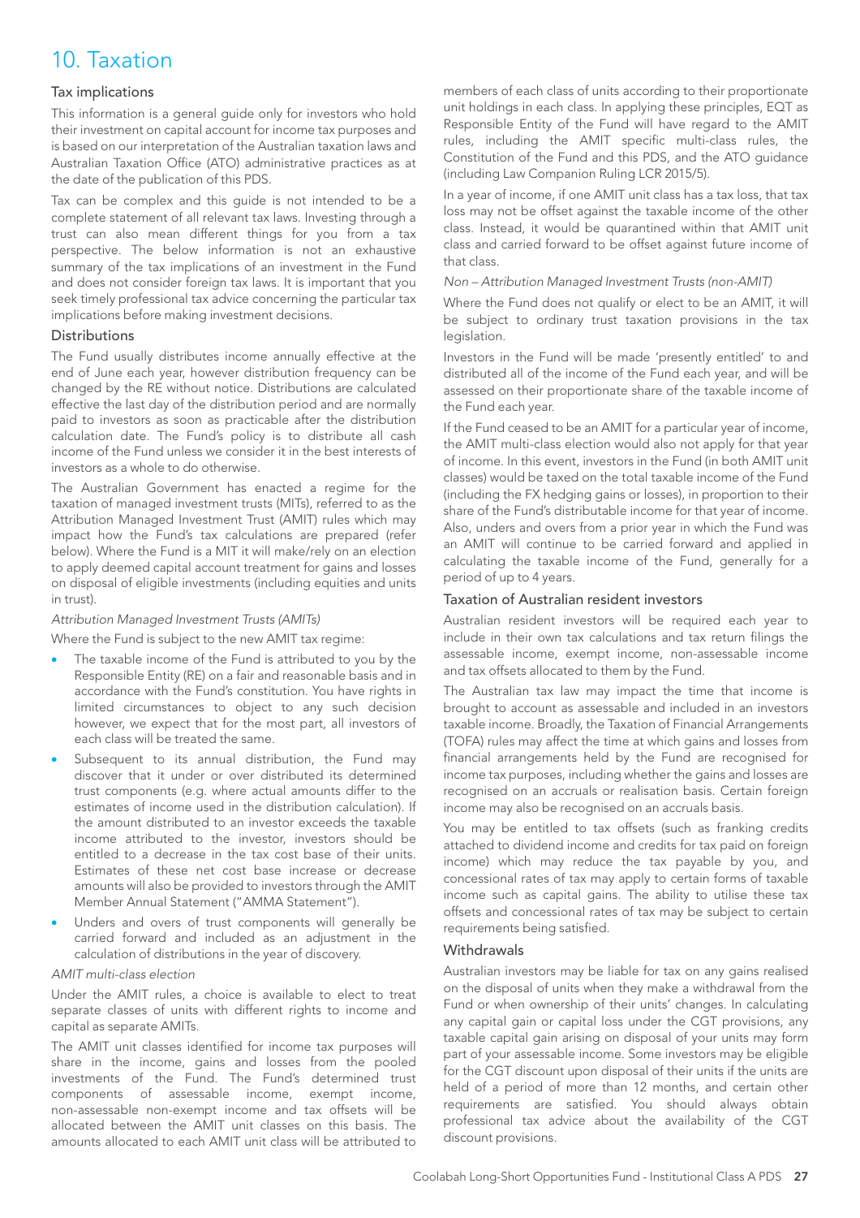# 10. Taxation

## Tax implications

This information is a general guide only for investors who hold their investment on capital account for income tax purposes and is based on our interpretation of the Australian taxation laws and Australian Taxation Office (ATO) administrative practices as at the date of the publication of this PDS.

Tax can be complex and this guide is not intended to be a complete statement of all relevant tax laws. Investing through a trust can also mean different things for you from a tax perspective. The below information is not an exhaustive summary of the tax implications of an investment in the Fund and does not consider foreign tax laws. It is important that you seek timely professional tax advice concerning the particular tax implications before making investment decisions.

## Distributions

The Fund usually distributes income annually effective at the end of June each year, however distribution frequency can be changed by the RE without notice. Distributions are calculated effective the last day of the distribution period and are normally paid to investors as soon as practicable after the distribution calculation date. The Fund's policy is to distribute all cash income of the Fund unless we consider it in the best interests of investors as a whole to do otherwise.

The Australian Government has enacted a regime for the taxation of managed investment trusts (MITs), referred to as the Attribution Managed Investment Trust (AMIT) rules which may impact how the Fund's tax calculations are prepared (refer below). Where the Fund is a MIT it will make/rely on an election to apply deemed capital account treatment for gains and losses on disposal of eligible investments (including equities and units in trust).

*Attribution Managed Investment Trusts (AMITs)*

Where the Fund is subject to the new AMIT tax regime:

- The taxable income of the Fund is attributed to you by the Responsible Entity (RE) on a fair and reasonable basis and in accordance with the Fund's constitution. You have rights in limited circumstances to object to any such decision however, we expect that for the most part, all investors of each class will be treated the same.
- Subsequent to its annual distribution, the Fund may discover that it under or over distributed its determined trust components (e.g. where actual amounts differ to the estimates of income used in the distribution calculation). If the amount distributed to an investor exceeds the taxable income attributed to the investor, investors should be entitled to a decrease in the tax cost base of their units. Estimates of these net cost base increase or decrease amounts will also be provided to investors through the AMIT Member Annual Statement ("AMMA Statement").
- Unders and overs of trust components will generally be carried forward and included as an adjustment in the calculation of distributions in the year of discovery.

*AMIT multi-class election*

Under the AMIT rules, a choice is available to elect to treat separate classes of units with different rights to income and capital as separate AMITs.

The AMIT unit classes identified for income tax purposes will share in the income, gains and losses from the pooled investments of the Fund. The Fund's determined trust components of assessable income, exempt income, non-assessable non-exempt income and tax offsets will be allocated between the AMIT unit classes on this basis. The amounts allocated to each AMIT unit class will be attributed to members of each class of units according to their proportionate unit holdings in each class. In applying these principles, EQT as Responsible Entity of the Fund will have regard to the AMIT rules, including the AMIT specific multi-class rules, the Constitution of the Fund and this PDS, and the ATO guidance (including Law Companion Ruling LCR 2015/5).

In a year of income, if one AMIT unit class has a tax loss, that tax loss may not be offset against the taxable income of the other class. Instead, it would be quarantined within that AMIT unit class and carried forward to be offset against future income of that class.

*Non – Attribution Managed Investment Trusts (non-AMIT)*

Where the Fund does not qualify or elect to be an AMIT, it will be subject to ordinary trust taxation provisions in the tax legislation.

Investors in the Fund will be made 'presently entitled' to and distributed all of the income of the Fund each year, and will be assessed on their proportionate share of the taxable income of the Fund each year.

If the Fund ceased to be an AMIT for a particular year of income, the AMIT multi-class election would also not apply for that year of income. In this event, investors in the Fund (in both AMIT unit classes) would be taxed on the total taxable income of the Fund (including the FX hedging gains or losses), in proportion to their share of the Fund's distributable income for that year of income. Also, unders and overs from a prior year in which the Fund was an AMIT will continue to be carried forward and applied in calculating the taxable income of the Fund, generally for a period of up to 4 years.

## Taxation of Australian resident investors

Australian resident investors will be required each year to include in their own tax calculations and tax return filings the assessable income, exempt income, non-assessable income and tax offsets allocated to them by the Fund.

The Australian tax law may impact the time that income is brought to account as assessable and included in an investors taxable income. Broadly, the Taxation of Financial Arrangements (TOFA) rules may affect the time at which gains and losses from financial arrangements held by the Fund are recognised for income tax purposes, including whether the gains and losses are recognised on an accruals or realisation basis. Certain foreign income may also be recognised on an accruals basis.

You may be entitled to tax offsets (such as franking credits attached to dividend income and credits for tax paid on foreign income) which may reduce the tax payable by you, and concessional rates of tax may apply to certain forms of taxable income such as capital gains. The ability to utilise these tax offsets and concessional rates of tax may be subject to certain requirements being satisfied.

## Withdrawals

Australian investors may be liable for tax on any gains realised on the disposal of units when they make a withdrawal from the Fund or when ownership of their units' changes. In calculating any capital gain or capital loss under the CGT provisions, any taxable capital gain arising on disposal of your units may form part of your assessable income. Some investors may be eligible for the CGT discount upon disposal of their units if the units are held of a period of more than 12 months, and certain other requirements are satisfied. You should always obtain professional tax advice about the availability of the CGT discount provisions.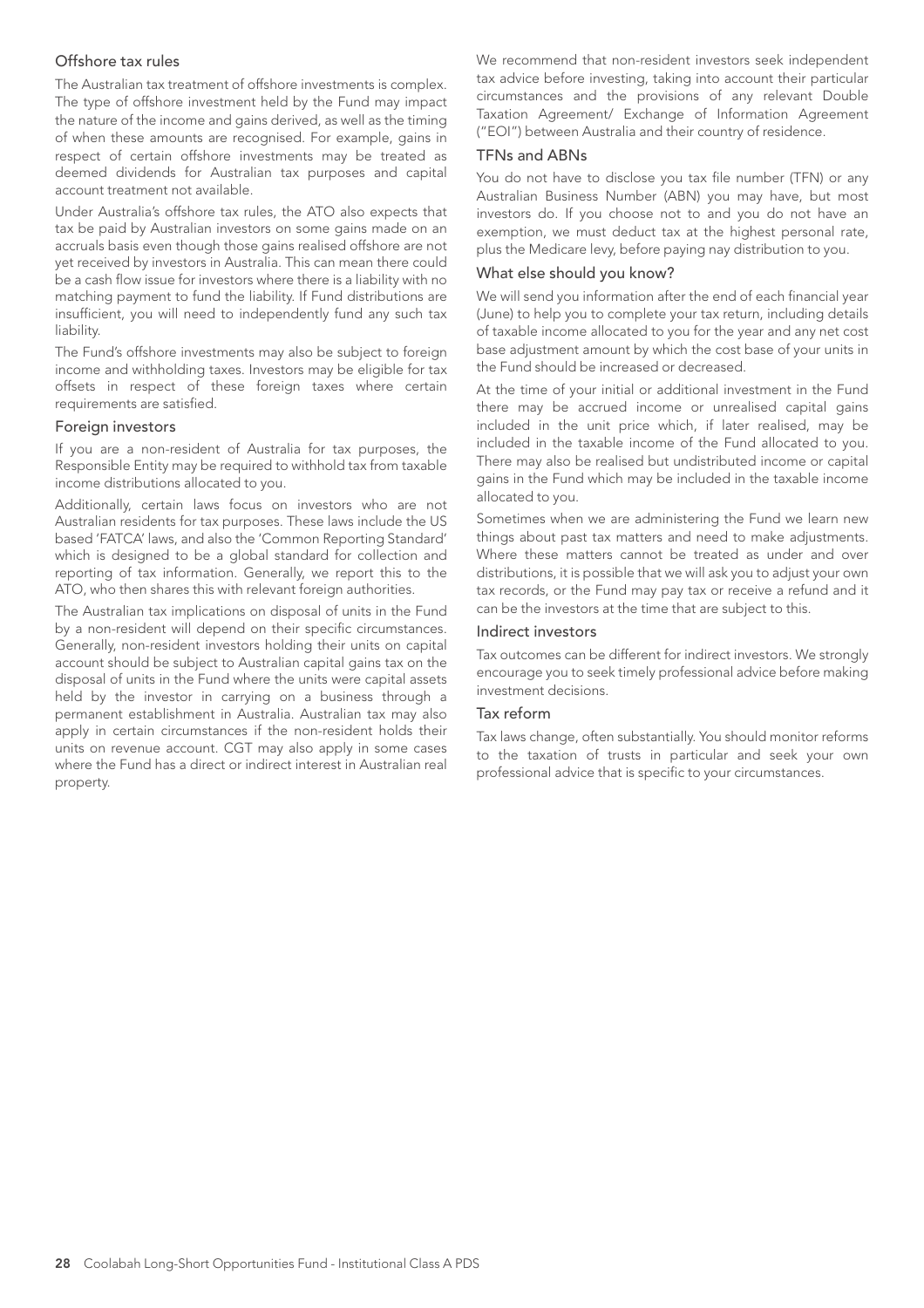## Offshore tax rules

The Australian tax treatment of offshore investments is complex. The type of offshore investment held by the Fund may impact the nature of the income and gains derived, as well as the timing of when these amounts are recognised. For example, gains in respect of certain offshore investments may be treated as deemed dividends for Australian tax purposes and capital account treatment not available.

Under Australia's offshore tax rules, the ATO also expects that tax be paid by Australian investors on some gains made on an accruals basis even though those gains realised offshore are not yet received by investors in Australia. This can mean there could be a cash flow issue for investors where there is a liability with no matching payment to fund the liability. If Fund distributions are insufficient, you will need to independently fund any such tax liability.

The Fund's offshore investments may also be subject to foreign income and withholding taxes. Investors may be eligible for tax offsets in respect of these foreign taxes where certain requirements are satisfied.

## Foreign investors

If you are a non-resident of Australia for tax purposes, the Responsible Entity may be required to withhold tax from taxable income distributions allocated to you.

Additionally, certain laws focus on investors who are not Australian residents for tax purposes. These laws include the US based 'FATCA' laws, and also the 'Common Reporting Standard' which is designed to be a global standard for collection and reporting of tax information. Generally, we report this to the ATO, who then shares this with relevant foreign authorities.

The Australian tax implications on disposal of units in the Fund by a non-resident will depend on their specific circumstances. Generally, non-resident investors holding their units on capital account should be subject to Australian capital gains tax on the disposal of units in the Fund where the units were capital assets held by the investor in carrying on a business through a permanent establishment in Australia. Australian tax may also apply in certain circumstances if the non-resident holds their units on revenue account. CGT may also apply in some cases where the Fund has a direct or indirect interest in Australian real property.

We recommend that non-resident investors seek independent tax advice before investing, taking into account their particular circumstances and the provisions of any relevant Double Taxation Agreement/ Exchange of Information Agreement ("EOI") between Australia and their country of residence.

## TFNs and ABNs

You do not have to disclose you tax file number (TFN) or any Australian Business Number (ABN) you may have, but most investors do. If you choose not to and you do not have an exemption, we must deduct tax at the highest personal rate, plus the Medicare levy, before paying nay distribution to you.

## What else should you know?

We will send you information after the end of each financial year (June) to help you to complete your tax return, including details of taxable income allocated to you for the year and any net cost base adjustment amount by which the cost base of your units in the Fund should be increased or decreased.

At the time of your initial or additional investment in the Fund there may be accrued income or unrealised capital gains included in the unit price which, if later realised, may be included in the taxable income of the Fund allocated to you. There may also be realised but undistributed income or capital gains in the Fund which may be included in the taxable income allocated to you.

Sometimes when we are administering the Fund we learn new things about past tax matters and need to make adjustments. Where these matters cannot be treated as under and over distributions, it is possible that we will ask you to adjust your own tax records, or the Fund may pay tax or receive a refund and it can be the investors at the time that are subject to this.

## Indirect investors

Tax outcomes can be different for indirect investors. We strongly encourage you to seek timely professional advice before making investment decisions.

## Tax reform

Tax laws change, often substantially. You should monitor reforms to the taxation of trusts in particular and seek your own professional advice that is specific to your circumstances.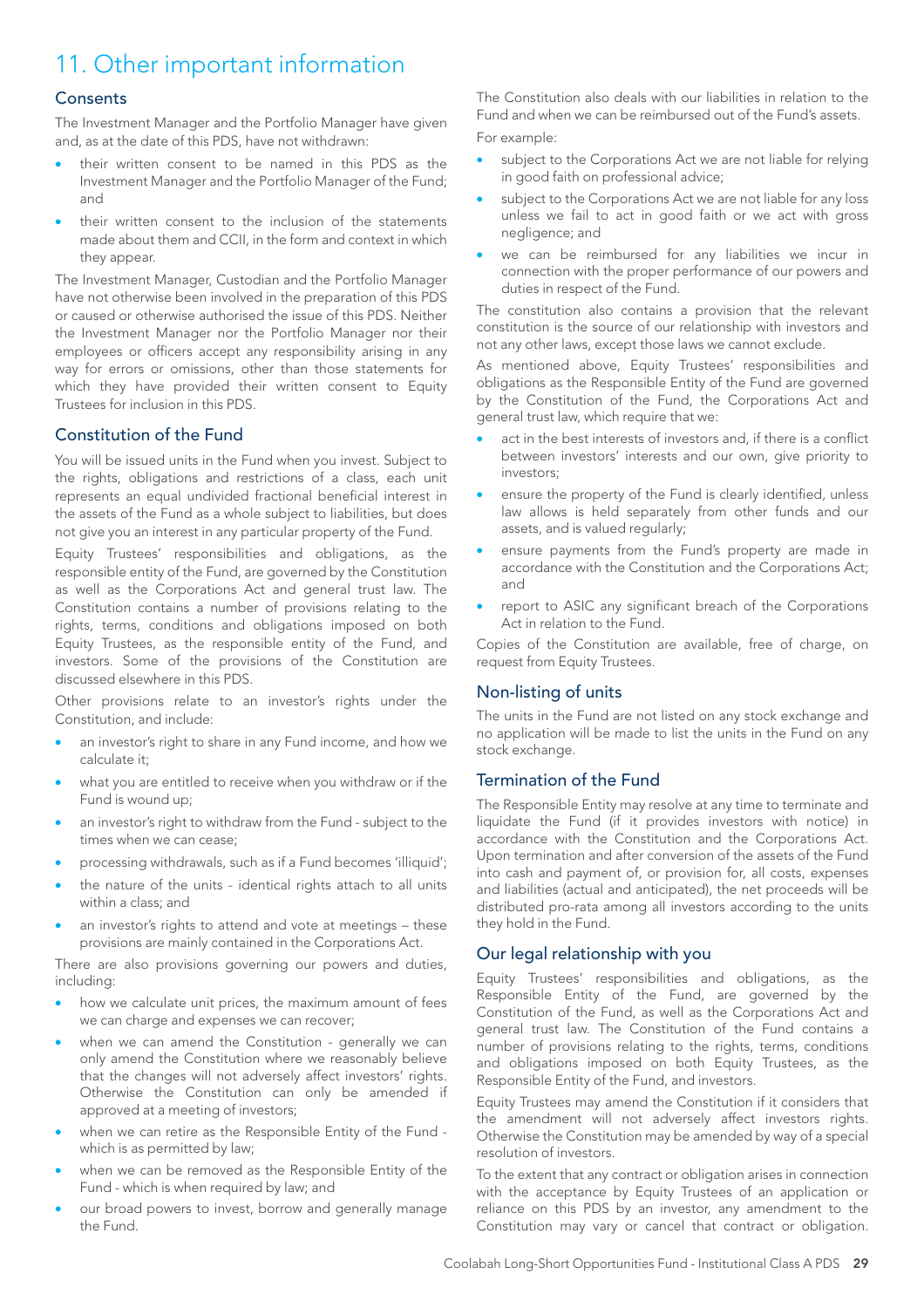# 11. Other important information

## Consents

The Investment Manager and the Portfolio Manager have given and, as at the date of this PDS, have not withdrawn:

- their written consent to be named in this PDS as the Investment Manager and the Portfolio Manager of the Fund; and
- their written consent to the inclusion of the statements made about them and CCII, in the form and context in which they appear.

The Investment Manager, Custodian and the Portfolio Manager have not otherwise been involved in the preparation of this PDS or caused or otherwise authorised the issue of this PDS. Neither the Investment Manager nor the Portfolio Manager nor their employees or officers accept any responsibility arising in any way for errors or omissions, other than those statements for which they have provided their written consent to Equity Trustees for inclusion in this PDS.

## Constitution of the Fund

You will be issued units in the Fund when you invest. Subject to the rights, obligations and restrictions of a class, each unit represents an equal undivided fractional beneficial interest in the assets of the Fund as a whole subject to liabilities, but does not give you an interest in any particular property of the Fund.

Equity Trustees' responsibilities and obligations, as the responsible entity of the Fund, are governed by the Constitution as well as the Corporations Act and general trust law. The Constitution contains a number of provisions relating to the rights, terms, conditions and obligations imposed on both Equity Trustees, as the responsible entity of the Fund, and investors. Some of the provisions of the Constitution are discussed elsewhere in this PDS.

Other provisions relate to an investor's rights under the Constitution, and include:

- an investor's right to share in any Fund income, and how we calculate it;
- what you are entitled to receive when you withdraw or if the Fund is wound up;
- an investor's right to withdraw from the Fund - subject to the times when we can cease;
- processing withdrawals, such as if a Fund becomes 'illiquid';
- the nature of the units - identical rights attach to all units within a class; and
- an investor's rights to attend and vote at meetings – these provisions are mainly contained in the Corporations Act.

There are also provisions governing our powers and duties, including:

- how we calculate unit prices, the maximum amount of fees we can charge and expenses we can recover;
- when we can amend the Constitution - generally we can only amend the Constitution where we reasonably believe that the changes will not adversely affect investors' rights. Otherwise the Constitution can only be amended if approved at a meeting of investors;
- when we can retire as the Responsible Entity of the Fund - which is as permitted by law;
- when we can be removed as the Responsible Entity of the Fund - which is when required by law; and
- our broad powers to invest, borrow and generally manage the Fund.

The Constitution also deals with our liabilities in relation to the Fund and when we can be reimbursed out of the Fund's assets.

For example:

- subject to the Corporations Act we are not liable for relying in good faith on professional advice;
- subject to the Corporations Act we are not liable for any loss unless we fail to act in good faith or we act with gross negligence; and
- we can be reimbursed for any liabilities we incur in connection with the proper performance of our powers and duties in respect of the Fund.

The constitution also contains a provision that the relevant constitution is the source of our relationship with investors and not any other laws, except those laws we cannot exclude.

As mentioned above, Equity Trustees' responsibilities and obligations as the Responsible Entity of the Fund are governed by the Constitution of the Fund, the Corporations Act and general trust law, which require that we:

- act in the best interests of investors and, if there is a conflict between investors' interests and our own, give priority to investors;
- ensure the property of the Fund is clearly identified, unless law allows is held separately from other funds and our assets, and is valued regularly;
- ensure payments from the Fund's property are made in accordance with the Constitution and the Corporations Act; and
- report to ASIC any significant breach of the Corporations Act in relation to the Fund.

Copies of the Constitution are available, free of charge, on request from Equity Trustees.

## Non-listing of units

The units in the Fund are not listed on any stock exchange and no application will be made to list the units in the Fund on any stock exchange.

## Termination of the Fund

The Responsible Entity may resolve at any time to terminate and liquidate the Fund (if it provides investors with notice) in accordance with the Constitution and the Corporations Act. Upon termination and after conversion of the assets of the Fund into cash and payment of, or provision for, all costs, expenses and liabilities (actual and anticipated), the net proceeds will be distributed pro-rata among all investors according to the units they hold in the Fund.

## Our legal relationship with you

Equity Trustees' responsibilities and obligations, as the Responsible Entity of the Fund, are governed by the Constitution of the Fund, as well as the Corporations Act and general trust law. The Constitution of the Fund contains a number of provisions relating to the rights, terms, conditions and obligations imposed on both Equity Trustees, as the Responsible Entity of the Fund, and investors.

Equity Trustees may amend the Constitution if it considers that the amendment will not adversely affect investors rights. Otherwise the Constitution may be amended by way of a special resolution of investors.

To the extent that any contract or obligation arises in connection with the acceptance by Equity Trustees of an application or reliance on this PDS by an investor, any amendment to the Constitution may vary or cancel that contract or obligation.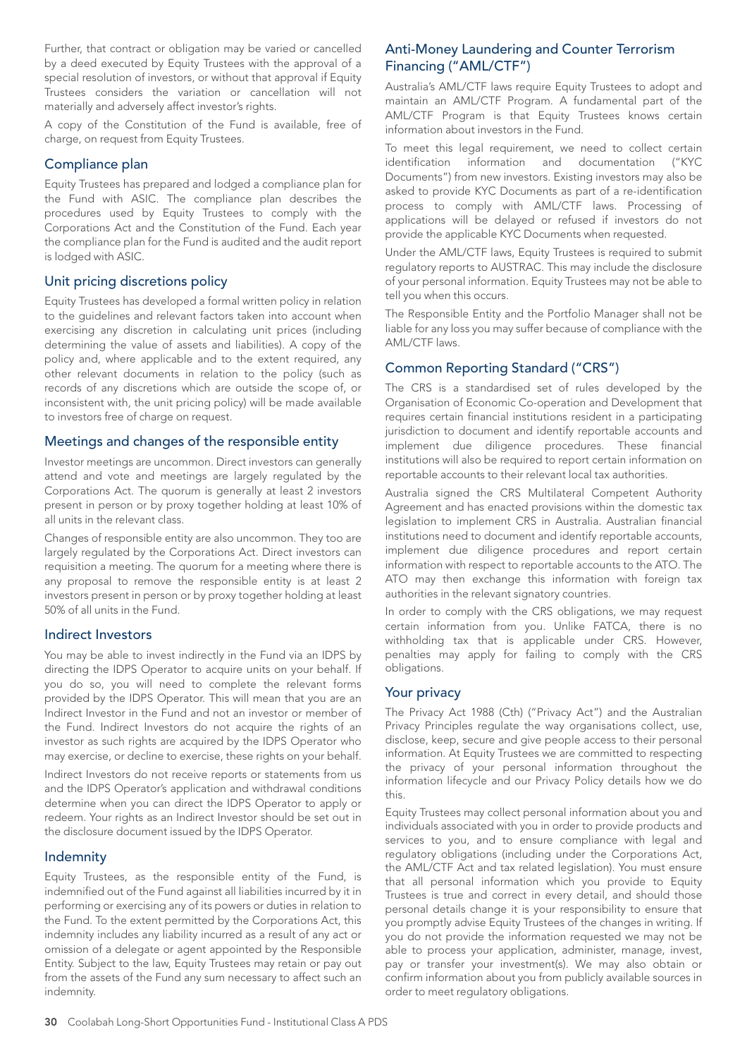Further, that contract or obligation may be varied or cancelled by a deed executed by Equity Trustees with the approval of a special resolution of investors, or without that approval if Equity Trustees considers the variation or cancellation will not materially and adversely affect investor's rights.

A copy of the Constitution of the Fund is available, free of charge, on request from Equity Trustees.

## Compliance plan

Equity Trustees has prepared and lodged a compliance plan for the Fund with ASIC. The compliance plan describes the procedures used by Equity Trustees to comply with the Corporations Act and the Constitution of the Fund. Each year the compliance plan for the Fund is audited and the audit report is lodged with ASIC.

## Unit pricing discretions policy

Equity Trustees has developed a formal written policy in relation to the guidelines and relevant factors taken into account when exercising any discretion in calculating unit prices (including determining the value of assets and liabilities). A copy of the policy and, where applicable and to the extent required, any other relevant documents in relation to the policy (such as records of any discretions which are outside the scope of, or inconsistent with, the unit pricing policy) will be made available to investors free of charge on request.

## Meetings and changes of the responsible entity

Investor meetings are uncommon. Direct investors can generally attend and vote and meetings are largely regulated by the Corporations Act. The quorum is generally at least 2 investors present in person or by proxy together holding at least 10% of all units in the relevant class.

Changes of responsible entity are also uncommon. They too are largely regulated by the Corporations Act. Direct investors can requisition a meeting. The quorum for a meeting where there is any proposal to remove the responsible entity is at least 2 investors present in person or by proxy together holding at least 50% of all units in the Fund.

## Indirect Investors

You may be able to invest indirectly in the Fund via an IDPS by directing the IDPS Operator to acquire units on your behalf. If you do so, you will need to complete the relevant forms provided by the IDPS Operator. This will mean that you are an Indirect Investor in the Fund and not an investor or member of the Fund. Indirect Investors do not acquire the rights of an investor as such rights are acquired by the IDPS Operator who may exercise, or decline to exercise, these rights on your behalf.

Indirect Investors do not receive reports or statements from us and the IDPS Operator's application and withdrawal conditions determine when you can direct the IDPS Operator to apply or redeem. Your rights as an Indirect Investor should be set out in the disclosure document issued by the IDPS Operator.

## Indemnity

Equity Trustees, as the responsible entity of the Fund, is indemnified out of the Fund against all liabilities incurred by it in performing or exercising any of its powers or duties in relation to the Fund. To the extent permitted by the Corporations Act, this indemnity includes any liability incurred as a result of any act or omission of a delegate or agent appointed by the Responsible Entity. Subject to the law, Equity Trustees may retain or pay out from the assets of the Fund any sum necessary to affect such an indemnity.

## Anti-Money Laundering and Counter Terrorism Financing ("AML/CTF")

Australia's AML/CTF laws require Equity Trustees to adopt and maintain an AML/CTF Program. A fundamental part of the AML/CTF Program is that Equity Trustees knows certain information about investors in the Fund.

To meet this legal requirement, we need to collect certain identification information and documentation ("KYC Documents") from new investors. Existing investors may also be asked to provide KYC Documents as part of a re-identification process to comply with AML/CTF laws. Processing of applications will be delayed or refused if investors do not provide the applicable KYC Documents when requested.

Under the AML/CTF laws, Equity Trustees is required to submit regulatory reports to AUSTRAC. This may include the disclosure of your personal information. Equity Trustees may not be able to tell you when this occurs.

The Responsible Entity and the Portfolio Manager shall not be liable for any loss you may suffer because of compliance with the AML/CTF laws.

## Common Reporting Standard ("CRS")

The CRS is a standardised set of rules developed by the Organisation of Economic Co-operation and Development that requires certain financial institutions resident in a participating jurisdiction to document and identify reportable accounts and implement due diligence procedures. These financial institutions will also be required to report certain information on reportable accounts to their relevant local tax authorities.

Australia signed the CRS Multilateral Competent Authority Agreement and has enacted provisions within the domestic tax legislation to implement CRS in Australia. Australian financial institutions need to document and identify reportable accounts, implement due diligence procedures and report certain information with respect to reportable accounts to the ATO. The ATO may then exchange this information with foreign tax authorities in the relevant signatory countries.

In order to comply with the CRS obligations, we may request certain information from you. Unlike FATCA, there is no withholding tax that is applicable under CRS. However, penalties may apply for failing to comply with the CRS obligations.

## Your privacy

The Privacy Act 1988 (Cth) ("Privacy Act") and the Australian Privacy Principles regulate the way organisations collect, use, disclose, keep, secure and give people access to their personal information. At Equity Trustees we are committed to respecting the privacy of your personal information throughout the information lifecycle and our Privacy Policy details how we do this.

Equity Trustees may collect personal information about you and individuals associated with you in order to provide products and services to you, and to ensure compliance with legal and regulatory obligations (including under the Corporations Act, the AML/CTF Act and tax related legislation). You must ensure that all personal information which you provide to Equity Trustees is true and correct in every detail, and should those personal details change it is your responsibility to ensure that you promptly advise Equity Trustees of the changes in writing. If you do not provide the information requested we may not be able to process your application, administer, manage, invest, pay or transfer your investment(s). We may also obtain or confirm information about you from publicly available sources in order to meet regulatory obligations.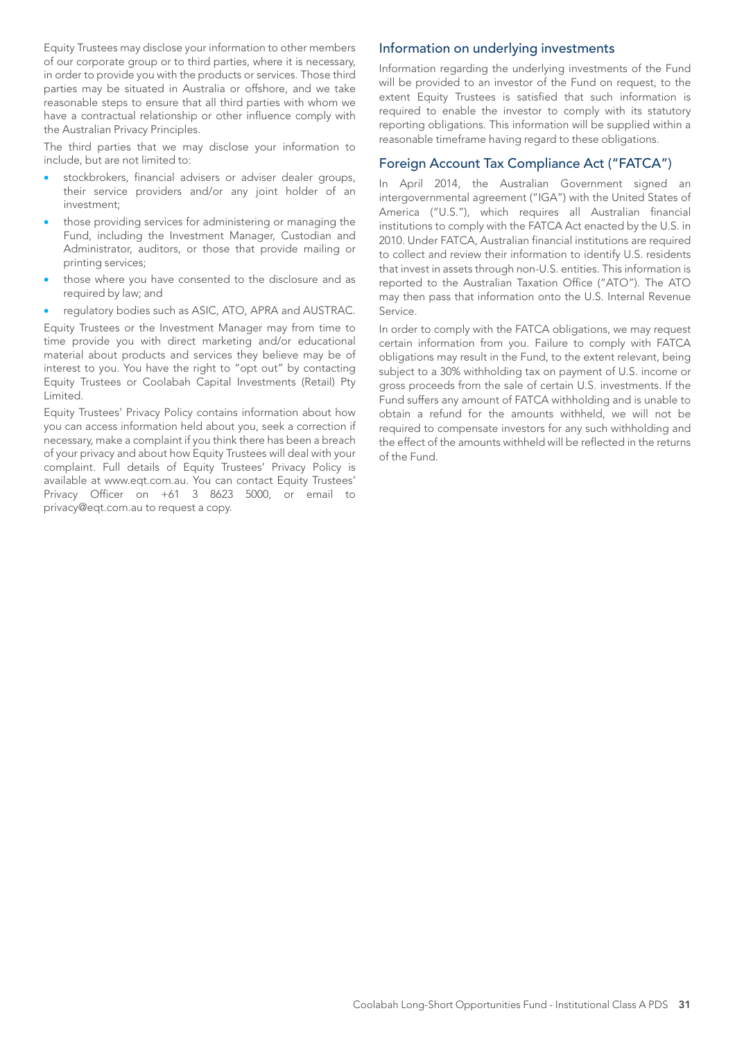Equity Trustees may disclose your information to other members of our corporate group or to third parties, where it is necessary, in order to provide you with the products or services. Those third parties may be situated in Australia or offshore, and we take reasonable steps to ensure that all third parties with whom we have a contractual relationship or other influence comply with the Australian Privacy Principles.

The third parties that we may disclose your information to include, but are not limited to:

- stockbrokers, financial advisers or adviser dealer groups, their service providers and/or any joint holder of an investment;
- those providing services for administering or managing the Fund, including the Investment Manager, Custodian and Administrator, auditors, or those that provide mailing or printing services;
- those where you have consented to the disclosure and as required by law; and
- regulatory bodies such as ASIC, ATO, APRA and AUSTRAC.

Equity Trustees or the Investment Manager may from time to time provide you with direct marketing and/or educational material about products and services they believe may be of interest to you. You have the right to "opt out" by contacting Equity Trustees or Coolabah Capital Investments (Retail) Pty Limited.

Equity Trustees' Privacy Policy contains information about how you can access information held about you, seek a correction if necessary, make a complaint if you think there has been a breach of your privacy and about how Equity Trustees will deal with your complaint. Full details of Equity Trustees' Privacy Policy is available at www.eqt.com.au. You can contact Equity Trustees' Privacy Officer on +61 3 8623 5000, or email to privacy@eqt.com.au to request a copy.

## Information on underlying investments

Information regarding the underlying investments of the Fund will be provided to an investor of the Fund on request, to the extent Equity Trustees is satisfied that such information is required to enable the investor to comply with its statutory reporting obligations. This information will be supplied within a reasonable timeframe having regard to these obligations.

## Foreign Account Tax Compliance Act ("FATCA")

In April 2014, the Australian Government signed an intergovernmental agreement ("IGA") with the United States of America ("U.S."), which requires all Australian financial institutions to comply with the FATCA Act enacted by the U.S. in 2010. Under FATCA, Australian financial institutions are required to collect and review their information to identify U.S. residents that invest in assets through non-U.S. entities. This information is reported to the Australian Taxation Office ("ATO"). The ATO may then pass that information onto the U.S. Internal Revenue Service.

In order to comply with the FATCA obligations, we may request certain information from you. Failure to comply with FATCA obligations may result in the Fund, to the extent relevant, being subject to a 30% withholding tax on payment of U.S. income or gross proceeds from the sale of certain U.S. investments. If the Fund suffers any amount of FATCA withholding and is unable to obtain a refund for the amounts withheld, we will not be required to compensate investors for any such withholding and the effect of the amounts withheld will be reflected in the returns of the Fund.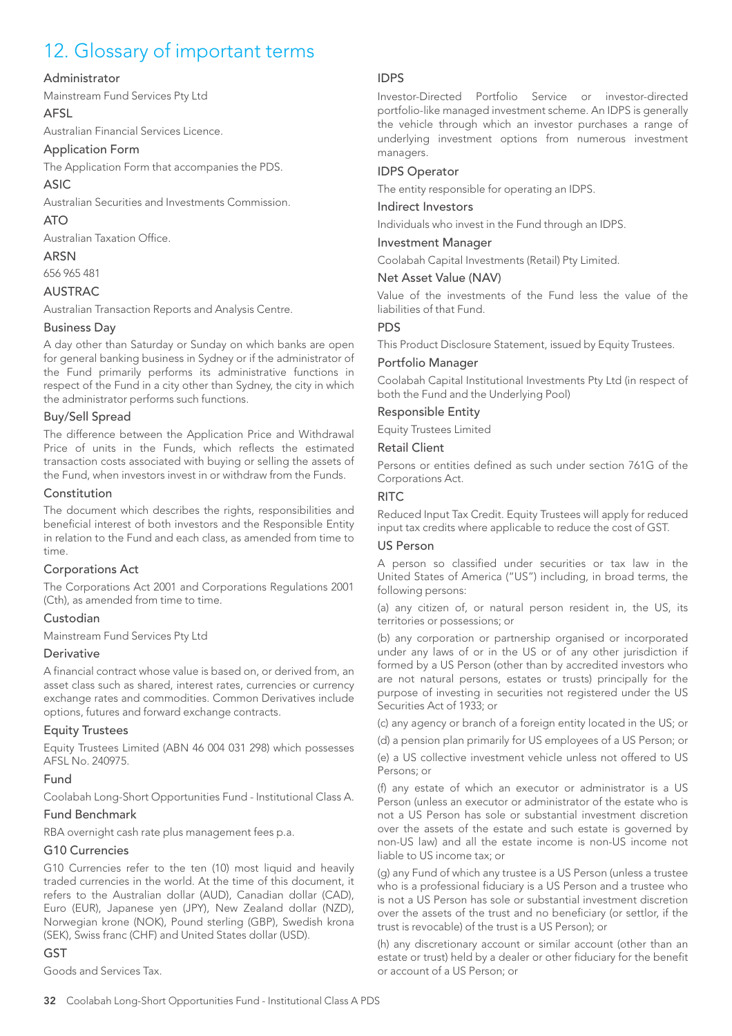# 12. Glossary of important terms

### Administrator

Mainstream Fund Services Pty Ltd

### AFSL

Australian Financial Services Licence.

### Application Form

The Application Form that accompanies the PDS.

### ASIC

Australian Securities and Investments Commission.

### ATO

Australian Taxation Office.

### ARSN

656 965 481

### AUSTRAC

Australian Transaction Reports and Analysis Centre.

### Business Day

A day other than Saturday or Sunday on which banks are open for general banking business in Sydney or if the administrator of the Fund primarily performs its administrative functions in respect of the Fund in a city other than Sydney, the city in which the administrator performs such functions.

### Buy/Sell Spread

The difference between the Application Price and Withdrawal Price of units in the Funds, which reflects the estimated transaction costs associated with buying or selling the assets of the Fund, when investors invest in or withdraw from the Funds.

### Constitution

The document which describes the rights, responsibilities and beneficial interest of both investors and the Responsible Entity in relation to the Fund and each class, as amended from time to time.

### Corporations Act

The Corporations Act 2001 and Corporations Regulations 2001 (Cth), as amended from time to time.

### Custodian

Mainstream Fund Services Pty Ltd

### Derivative

A financial contract whose value is based on, or derived from, an asset class such as shared, interest rates, currencies or currency exchange rates and commodities. Common Derivatives include options, futures and forward exchange contracts.

### Equity Trustees

Equity Trustees Limited (ABN 46 004 031 298) which possesses AFSL No. 240975.

### Fund

Coolabah Long-Short Opportunities Fund - Institutional Class A.

### Fund Benchmark

RBA overnight cash rate plus management fees p.a.

### G10 Currencies

G10 Currencies refer to the ten (10) most liquid and heavily traded currencies in the world. At the time of this document, it refers to the Australian dollar (AUD), Canadian dollar (CAD), Euro (EUR), Japanese yen (JPY), New Zealand dollar (NZD), Norwegian krone (NOK), Pound sterling (GBP), Swedish krona (SEK), Swiss franc (CHF) and United States dollar (USD).

### GST

Goods and Services Tax.

### IDPS

Investor-Directed Portfolio Service or investor-directed portfolio-like managed investment scheme. An IDPS is generally the vehicle through which an investor purchases a range of underlying investment options from numerous investment managers.

### IDPS Operator

The entity responsible for operating an IDPS.

### Indirect Investors

Individuals who invest in the Fund through an IDPS.

### Investment Manager

Coolabah Capital Investments (Retail) Pty Limited.

### Net Asset Value (NAV)

Value of the investments of the Fund less the value of the liabilities of that Fund.

### PDS

This Product Disclosure Statement, issued by Equity Trustees.

### Portfolio Manager

Coolabah Capital Institutional Investments Pty Ltd (in respect of both the Fund and the Underlying Pool)

### Responsible Entity

Equity Trustees Limited

### Retail Client

Persons or entities defined as such under section 761G of the Corporations Act.

### RITC

Reduced Input Tax Credit. Equity Trustees will apply for reduced input tax credits where applicable to reduce the cost of GST.

### US Person

A person so classified under securities or tax law in the United States of America ("US") including, in broad terms, the following persons:

(a) any citizen of, or natural person resident in, the US, its territories or possessions; or

(b) any corporation or partnership organised or incorporated under any laws of or in the US or of any other jurisdiction if formed by a US Person (other than by accredited investors who are not natural persons, estates or trusts) principally for the purpose of investing in securities not registered under the US Securities Act of 1933; or

(c) any agency or branch of a foreign entity located in the US; or

(d) a pension plan primarily for US employees of a US Person; or

(e) a US collective investment vehicle unless not offered to US Persons; or

(f) any estate of which an executor or administrator is a US Person (unless an executor or administrator of the estate who is not a US Person has sole or substantial investment discretion over the assets of the estate and such estate is governed by non-US law) and all the estate income is non-US income not liable to US income tax; or

(g) any Fund of which any trustee is a US Person (unless a trustee who is a professional fiduciary is a US Person and a trustee who is not a US Person has sole or substantial investment discretion over the assets of the trust and no beneficiary (or settlor, if the trust is revocable) of the trust is a US Person); or

(h) any discretionary account or similar account (other than an estate or trust) held by a dealer or other fiduciary for the benefit or account of a US Person; or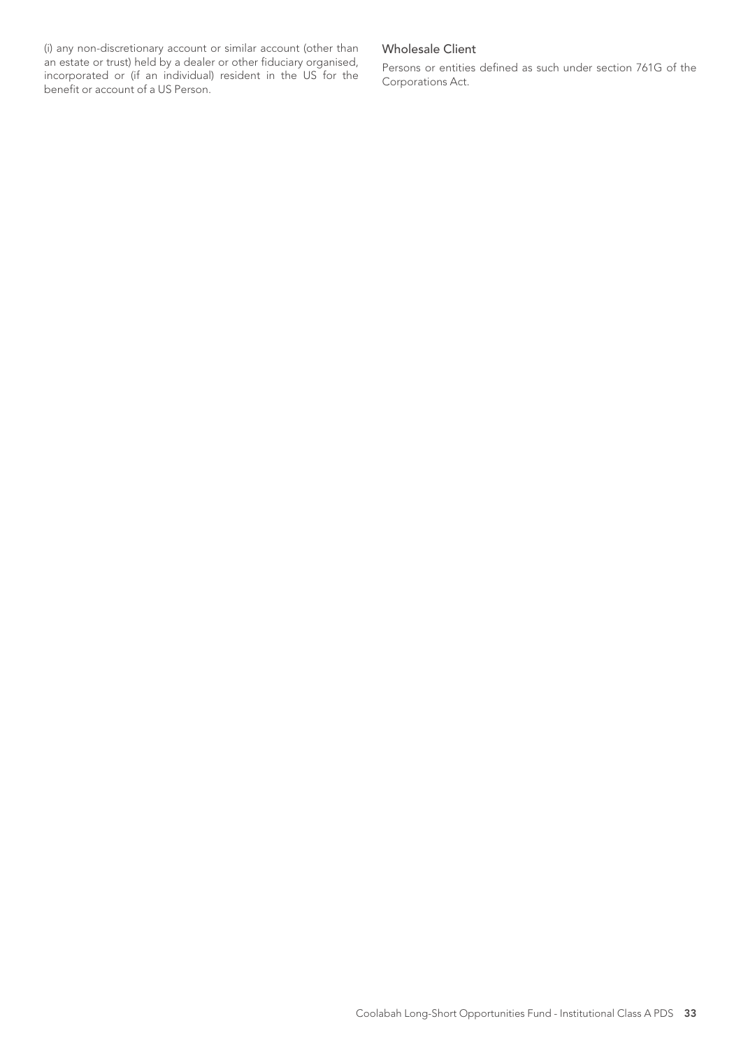(i) any non-discretionary account or similar account (other than an estate or trust) held by a dealer or other fiduciary organised, incorporated or (if an individual) resident in the US for the benefit or account of a US Person.

### Wholesale Client

Persons or entities defined as such under section 761G of the Corporations Act.